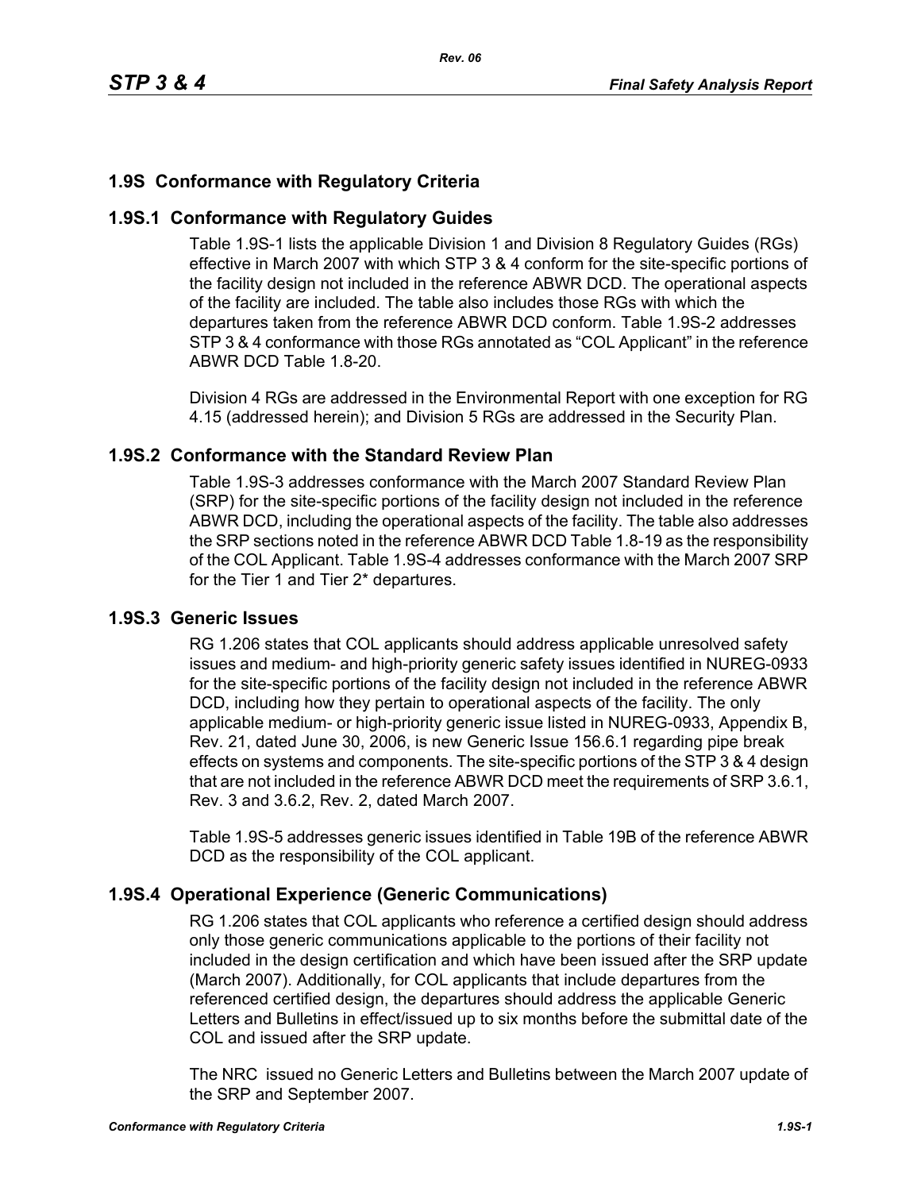## 1.9S Conformance with Regulatory Criteria

### 1.9S.1 Conformance with Regulatory Guides

Table 1.9S-1 lists the applicable Division 1 and Division 8 Regulatory Guides (RGs) effective in March 2007 with which STP 3 & 4 conform for the site-specific portions of the facility design not included in the reference ABWR DCD. The operational aspects of the facility are included. The table also includes those RGs with which the departures taken from the reference ABWR DCD conform. Table 1.9S-2 addresses STP 3 & 4 conformance with those RGs annotated as "COL Applicant" in the reference ABWR DCD Table 1.8-20.

Division 4 RGs are addressed in the Environmental Report with one exception for RG 4.15 (addressed herein); and Division 5 RGs are addressed in the Security Plan.

### 1.9S.2 Conformance with the Standard Review Plan

Table 1.9S-3 addresses conformance with the March 2007 Standard Review Plan (SRP) for the site-specific portions of the facility design not included in the reference ABWR DCD, including the operational aspects of the facility. The table also addresses the SRP sections noted in the reference ABWR DCD Table 1.8-19 as the responsibility of the COL Applicant. Table 1.9S-4 addresses conformance with the March 2007 SRP for the Tier 1 and Tier 2* departures.

### 1.9S.3 Generic Issues

RG 1.206 states that COL applicants should address applicable unresolved safety issues and medium- and high-priority generic safety issues identified in NUREG-0933 for the site-specific portions of the facility design not included in the reference ABWR DCD, including how they pertain to operational aspects of the facility. The only applicable medium- or high-priority generic issue listed in NUREG-0933, Appendix B, Rev. 21, dated June 30, 2006, is new Generic Issue 156.6.1 regarding pipe break effects on systems and components. The site-specific portions of the STP 3 & 4 design that are not included in the reference ABWR DCD meet the requirements of SRP 3.6.1, Rev. 3 and 3.6.2, Rev. 2, dated March 2007.

Table 1.9S-5 addresses generic issues identified in Table 19B of the reference ABWR DCD as the responsibility of the COL applicant.

### 1.9S.4 Operational Experience (Generic Communications)

RG 1.206 states that COL applicants who reference a certified design should address only those generic communications applicable to the portions of their facility not included in the design certification and which have been issued after the SRP update (March 2007). Additionally, for COL applicants that include departures from the referenced certified design, the departures should address the applicable Generic Letters and Bulletins in effect/issued up to six months before the submittal date of the COL and issued after the SRP update.

The NRC issued no Generic Letters and Bulletins between the March 2007 update of the SRP and September 2007.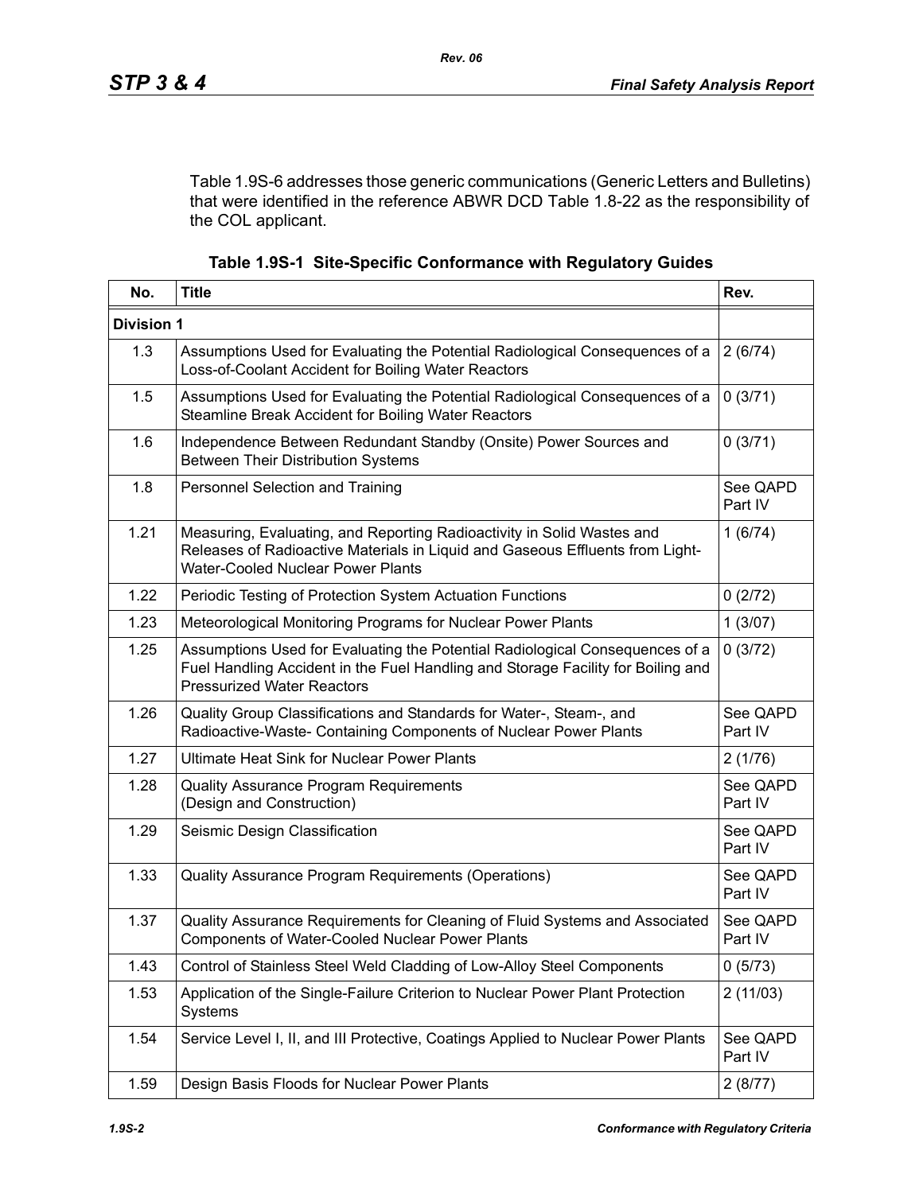Table 1.9S-6 addresses those generic communications (Generic Letters and Bulletins) that were identified in the reference ABWR DCD Table 1.8-22 as the responsibility of the COL applicant.

**Table 1.9S-1 Site-Specific Conformance with Regulatory Guides**

| No. | Title | Rev. |
|---|---|---|
| **Division 1** | | |
| 1.3 | Assumptions Used for Evaluating the Potential Radiological Consequences of a Loss-of-Coolant Accident for Boiling Water Reactors | 2 (6/74) |
| 1.5 | Assumptions Used for Evaluating the Potential Radiological Consequences of a Steamline Break Accident for Boiling Water Reactors | 0 (3/71) |
| 1.6 | Independence Between Redundant Standby (Onsite) Power Sources and Between Their Distribution Systems | 0 (3/71) |
| 1.8 | Personnel Selection and Training | See QAPD Part IV |
| 1.21 | Measuring, Evaluating, and Reporting Radioactivity in Solid Wastes and Releases of Radioactive Materials in Liquid and Gaseous Effluents from Light-Water-Cooled Nuclear Power Plants | 1 (6/74) |
| 1.22 | Periodic Testing of Protection System Actuation Functions | 0 (2/72) |
| 1.23 | Meteorological Monitoring Programs for Nuclear Power Plants | 1 (3/07) |
| 1.25 | Assumptions Used for Evaluating the Potential Radiological Consequences of a Fuel Handling Accident in the Fuel Handling and Storage Facility for Boiling and Pressurized Water Reactors | 0 (3/72) |
| 1.26 | Quality Group Classifications and Standards for Water-, Steam-, and Radioactive-Waste- Containing Components of Nuclear Power Plants | See QAPD Part IV |
| 1.27 | Ultimate Heat Sink for Nuclear Power Plants | 2 (1/76) |
| 1.28 | Quality Assurance Program Requirements (Design and Construction) | See QAPD Part IV |
| 1.29 | Seismic Design Classification | See QAPD Part IV |
| 1.33 | Quality Assurance Program Requirements (Operations) | See QAPD Part IV |
| 1.37 | Quality Assurance Requirements for Cleaning of Fluid Systems and Associated Components of Water-Cooled Nuclear Power Plants | See QAPD Part IV |
| 1.43 | Control of Stainless Steel Weld Cladding of Low-Alloy Steel Components | 0 (5/73) |
| 1.53 | Application of the Single-Failure Criterion to Nuclear Power Plant Protection Systems | 2 (11/03) |
| 1.54 | Service Level I, II, and III Protective, Coatings Applied to Nuclear Power Plants | See QAPD Part IV |
| 1.59 | Design Basis Floods for Nuclear Power Plants | 2 (8/77) |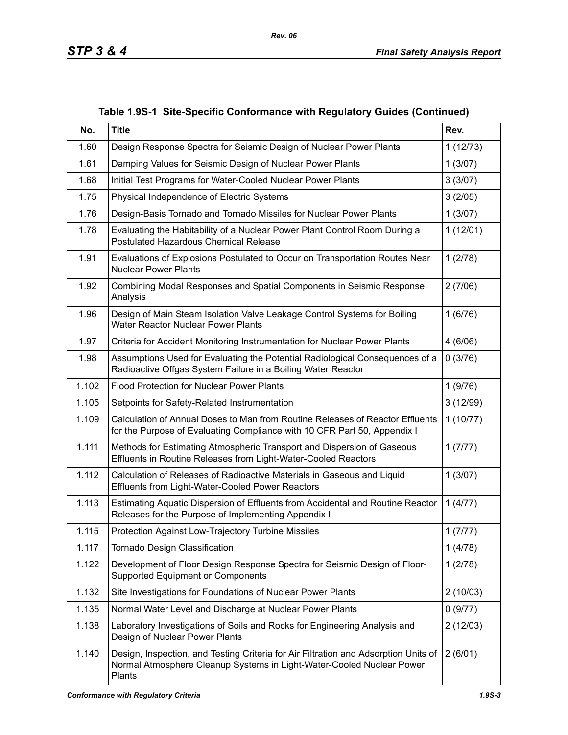**Table 1.9S-1 Site-Specific Conformance with Regulatory Guides (Continued)**

| No. | Title | Rev. |
|---|---|---|
| 1.60 | Design Response Spectra for Seismic Design of Nuclear Power Plants | 1 (12/73) |
| 1.61 | Damping Values for Seismic Design of Nuclear Power Plants | 1 (3/07) |
| 1.68 | Initial Test Programs for Water-Cooled Nuclear Power Plants | 3 (3/07) |
| 1.75 | Physical Independence of Electric Systems | 3 (2/05) |
| 1.76 | Design-Basis Tornado and Tornado Missiles for Nuclear Power Plants | 1 (3/07) |
| 1.78 | Evaluating the Habitability of a Nuclear Power Plant Control Room During a Postulated Hazardous Chemical Release | 1 (12/01) |
| 1.91 | Evaluations of Explosions Postulated to Occur on Transportation Routes Near Nuclear Power Plants | 1 (2/78) |
| 1.92 | Combining Modal Responses and Spatial Components in Seismic Response Analysis | 2 (7/06) |
| 1.96 | Design of Main Steam Isolation Valve Leakage Control Systems for Boiling Water Reactor Nuclear Power Plants | 1 (6/76) |
| 1.97 | Criteria for Accident Monitoring Instrumentation for Nuclear Power Plants | 4 (6/06) |
| 1.98 | Assumptions Used for Evaluating the Potential Radiological Consequences of a Radioactive Offgas System Failure in a Boiling Water Reactor | 0 (3/76) |
| 1.102 | Flood Protection for Nuclear Power Plants | 1 (9/76) |
| 1.105 | Setpoints for Safety-Related Instrumentation | 3 (12/99) |
| 1.109 | Calculation of Annual Doses to Man from Routine Releases of Reactor Effluents for the Purpose of Evaluating Compliance with 10 CFR Part 50, Appendix I | 1 (10/77) |
| 1.111 | Methods for Estimating Atmospheric Transport and Dispersion of Gaseous Effluents in Routine Releases from Light-Water-Cooled Reactors | 1 (7/77) |
| 1.112 | Calculation of Releases of Radioactive Materials in Gaseous and Liquid Effluents from Light-Water-Cooled Power Reactors | 1 (3/07) |
| 1.113 | Estimating Aquatic Dispersion of Effluents from Accidental and Routine Reactor Releases for the Purpose of Implementing Appendix I | 1 (4/77) |
| 1.115 | Protection Against Low-Trajectory Turbine Missiles | 1 (7/77) |
| 1.117 | Tornado Design Classification | 1 (4/78) |
| 1.122 | Development of Floor Design Response Spectra for Seismic Design of Floor-Supported Equipment or Components | 1 (2/78) |
| 1.132 | Site Investigations for Foundations of Nuclear Power Plants | 2 (10/03) |
| 1.135 | Normal Water Level and Discharge at Nuclear Power Plants | 0 (9/77) |
| 1.138 | Laboratory Investigations of Soils and Rocks for Engineering Analysis and Design of Nuclear Power Plants | 2 (12/03) |
| 1.140 | Design, Inspection, and Testing Criteria for Air Filtration and Adsorption Units of Normal Atmosphere Cleanup Systems in Light-Water-Cooled Nuclear Power Plants | 2 (6/01) |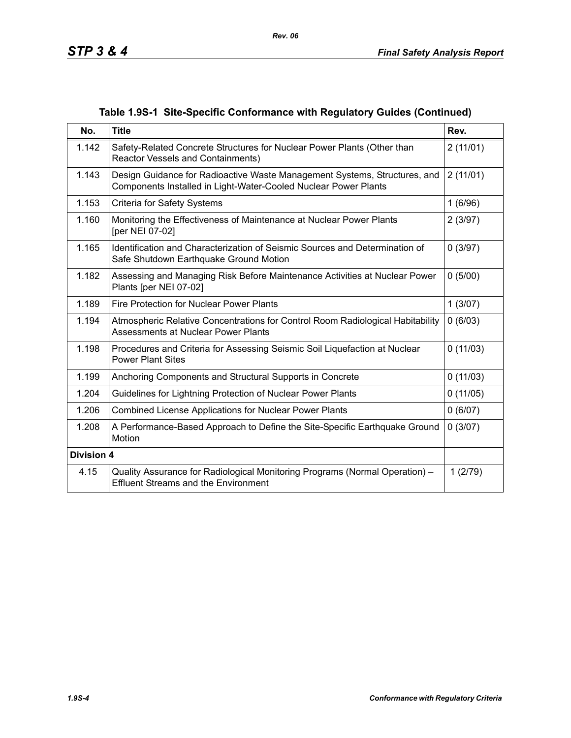**Table 1.9S-1 Site-Specific Conformance with Regulatory Guides (Continued)**

| No. | Title | Rev. |
|---|---|---|
| 1.142 | Safety-Related Concrete Structures for Nuclear Power Plants (Other than Reactor Vessels and Containments) | 2 (11/01) |
| 1.143 | Design Guidance for Radioactive Waste Management Systems, Structures, and Components Installed in Light-Water-Cooled Nuclear Power Plants | 2 (11/01) |
| 1.153 | Criteria for Safety Systems | 1 (6/96) |
| 1.160 | Monitoring the Effectiveness of Maintenance at Nuclear Power Plants [per NEI 07-02] | 2 (3/97) |
| 1.165 | Identification and Characterization of Seismic Sources and Determination of Safe Shutdown Earthquake Ground Motion | 0 (3/97) |
| 1.182 | Assessing and Managing Risk Before Maintenance Activities at Nuclear Power Plants [per NEI 07-02] | 0 (5/00) |
| 1.189 | Fire Protection for Nuclear Power Plants | 1 (3/07) |
| 1.194 | Atmospheric Relative Concentrations for Control Room Radiological Habitability Assessments at Nuclear Power Plants | 0 (6/03) |
| 1.198 | Procedures and Criteria for Assessing Seismic Soil Liquefaction at Nuclear Power Plant Sites | 0 (11/03) |
| 1.199 | Anchoring Components and Structural Supports in Concrete | 0 (11/03) |
| 1.204 | Guidelines for Lightning Protection of Nuclear Power Plants | 0 (11/05) |
| 1.206 | Combined License Applications for Nuclear Power Plants | 0 (6/07) |
| 1.208 | A Performance-Based Approach to Define the Site-Specific Earthquake Ground Motion | 0 (3/07) |
| **Division 4** | | |
| 4.15 | Quality Assurance for Radiological Monitoring Programs (Normal Operation) – Effluent Streams and the Environment | 1 (2/79) |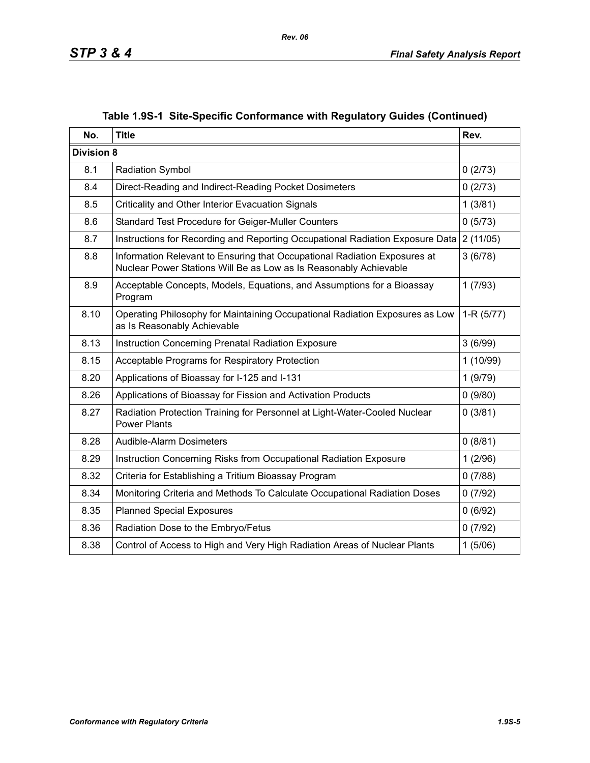**Table 1.9S-1 Site-Specific Conformance with Regulatory Guides (Continued)**

| No. | Title | Rev. |
|---|---|---|
| **Division 8** | | |
| 8.1 | Radiation Symbol | 0 (2/73) |
| 8.4 | Direct-Reading and Indirect-Reading Pocket Dosimeters | 0 (2/73) |
| 8.5 | Criticality and Other Interior Evacuation Signals | 1 (3/81) |
| 8.6 | Standard Test Procedure for Geiger-Muller Counters | 0 (5/73) |
| 8.7 | Instructions for Recording and Reporting Occupational Radiation Exposure Data | 2 (11/05) |
| 8.8 | Information Relevant to Ensuring that Occupational Radiation Exposures at Nuclear Power Stations Will Be as Low as Is Reasonably Achievable | 3 (6/78) |
| 8.9 | Acceptable Concepts, Models, Equations, and Assumptions for a Bioassay Program | 1 (7/93) |
| 8.10 | Operating Philosophy for Maintaining Occupational Radiation Exposures as Low as Is Reasonably Achievable | 1-R (5/77) |
| 8.13 | Instruction Concerning Prenatal Radiation Exposure | 3 (6/99) |
| 8.15 | Acceptable Programs for Respiratory Protection | 1 (10/99) |
| 8.20 | Applications of Bioassay for I-125 and I-131 | 1 (9/79) |
| 8.26 | Applications of Bioassay for Fission and Activation Products | 0 (9/80) |
| 8.27 | Radiation Protection Training for Personnel at Light-Water-Cooled Nuclear Power Plants | 0 (3/81) |
| 8.28 | Audible-Alarm Dosimeters | 0 (8/81) |
| 8.29 | Instruction Concerning Risks from Occupational Radiation Exposure | 1 (2/96) |
| 8.32 | Criteria for Establishing a Tritium Bioassay Program | 0 (7/88) |
| 8.34 | Monitoring Criteria and Methods To Calculate Occupational Radiation Doses | 0 (7/92) |
| 8.35 | Planned Special Exposures | 0 (6/92) |
| 8.36 | Radiation Dose to the Embryo/Fetus | 0 (7/92) |
| 8.38 | Control of Access to High and Very High Radiation Areas of Nuclear Plants | 1 (5/06) |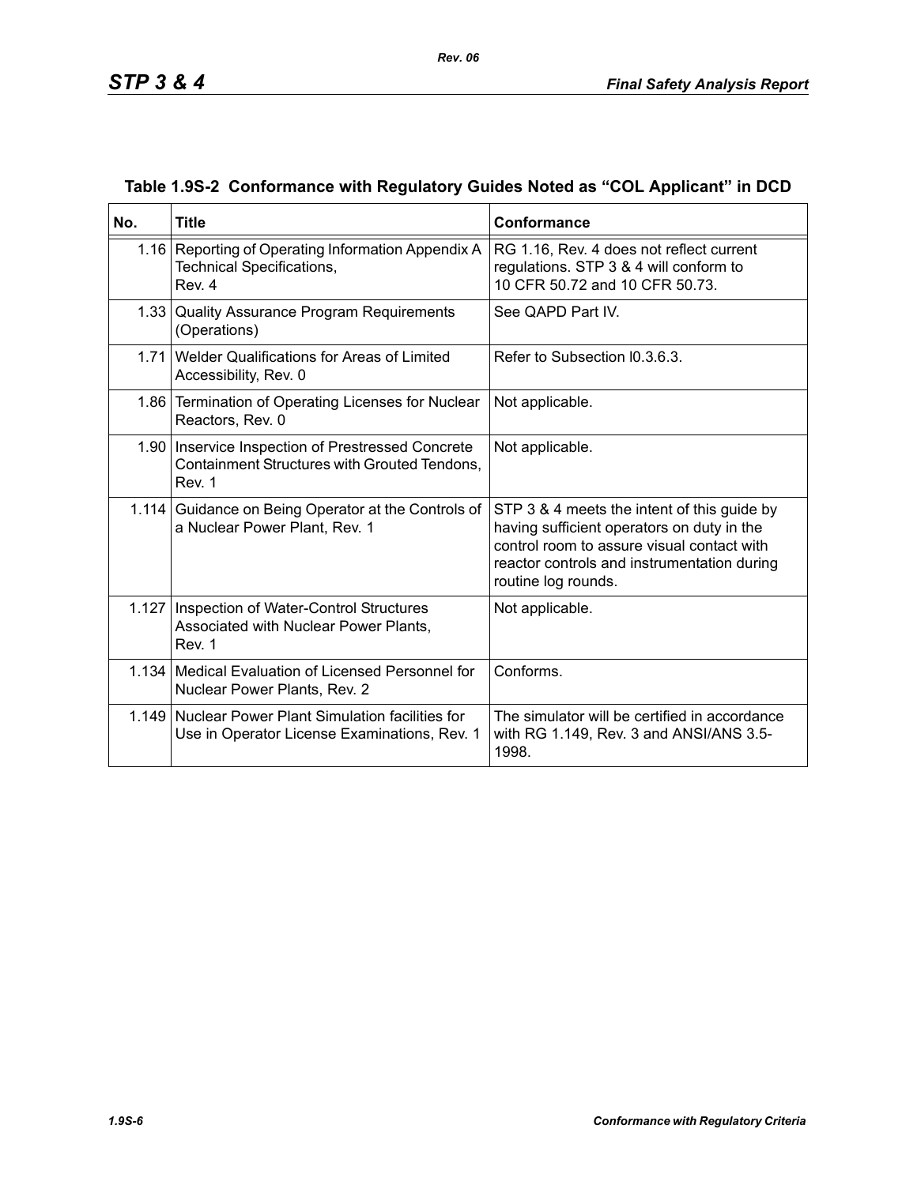## Table 1.9S-2 Conformance with Regulatory Guides Noted as "COL Applicant" in DCD

| No. | Title | Conformance |
|---|---|---|
| 1.16 | Reporting of Operating Information Appendix A Technical Specifications, Rev. 4 | RG 1.16, Rev. 4 does not reflect current regulations. STP 3 & 4 will conform to 10 CFR 50.72 and 10 CFR 50.73. |
| 1.33 | Quality Assurance Program Requirements (Operations) | See QAPD Part IV. |
| 1.71 | Welder Qualifications for Areas of Limited Accessibility, Rev. 0 | Refer to Subsection I0.3.6.3. |
| 1.86 | Termination of Operating Licenses for Nuclear Reactors, Rev. 0 | Not applicable. |
| 1.90 | Inservice Inspection of Prestressed Concrete Containment Structures with Grouted Tendons, Rev. 1 | Not applicable. |
| 1.114 | Guidance on Being Operator at the Controls of a Nuclear Power Plant, Rev. 1 | STP 3 & 4 meets the intent of this guide by having sufficient operators on duty in the control room to assure visual contact with reactor controls and instrumentation during routine log rounds. |
| 1.127 | Inspection of Water-Control Structures Associated with Nuclear Power Plants, Rev. 1 | Not applicable. |
| 1.134 | Medical Evaluation of Licensed Personnel for Nuclear Power Plants, Rev. 2 | Conforms. |
| 1.149 | Nuclear Power Plant Simulation facilities for Use in Operator License Examinations, Rev. 1 | The simulator will be certified in accordance with RG 1.149, Rev. 3 and ANSI/ANS 3.5-1998. |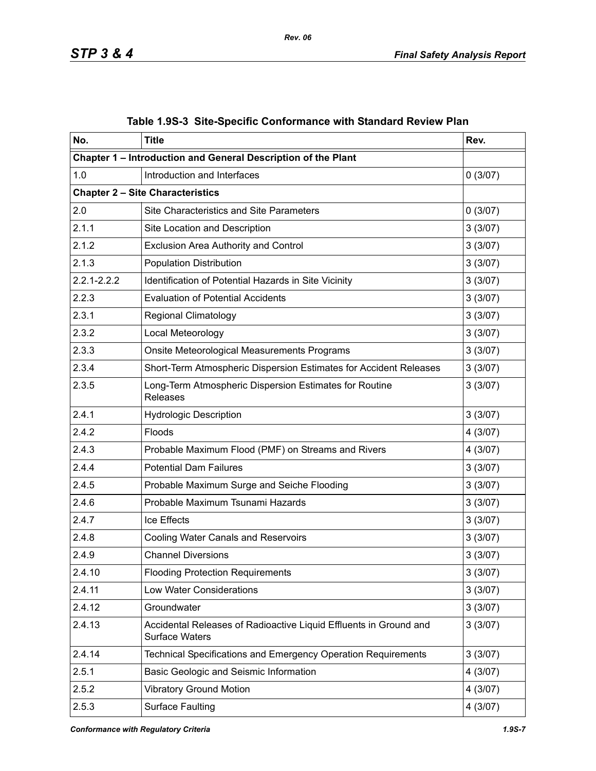**Table 1.9S-3 Site-Specific Conformance with Standard Review Plan**

| No. | Title | Rev. |
|---|---|---|
| **Chapter 1 – Introduction and General Description of the Plant** | | |
| 1.0 | Introduction and Interfaces | 0 (3/07) |
| **Chapter 2 – Site Characteristics** | | |
| 2.0 | Site Characteristics and Site Parameters | 0 (3/07) |
| 2.1.1 | Site Location and Description | 3 (3/07) |
| 2.1.2 | Exclusion Area Authority and Control | 3 (3/07) |
| 2.1.3 | Population Distribution | 3 (3/07) |
| 2.2.1-2.2.2 | Identification of Potential Hazards in Site Vicinity | 3 (3/07) |
| 2.2.3 | Evaluation of Potential Accidents | 3 (3/07) |
| 2.3.1 | Regional Climatology | 3 (3/07) |
| 2.3.2 | Local Meteorology | 3 (3/07) |
| 2.3.3 | Onsite Meteorological Measurements Programs | 3 (3/07) |
| 2.3.4 | Short-Term Atmospheric Dispersion Estimates for Accident Releases | 3 (3/07) |
| 2.3.5 | Long-Term Atmospheric Dispersion Estimates for Routine Releases | 3 (3/07) |
| 2.4.1 | Hydrologic Description | 3 (3/07) |
| 2.4.2 | Floods | 4 (3/07) |
| 2.4.3 | Probable Maximum Flood (PMF) on Streams and Rivers | 4 (3/07) |
| 2.4.4 | Potential Dam Failures | 3 (3/07) |
| 2.4.5 | Probable Maximum Surge and Seiche Flooding | 3 (3/07) |
| 2.4.6 | Probable Maximum Tsunami Hazards | 3 (3/07) |
| 2.4.7 | Ice Effects | 3 (3/07) |
| 2.4.8 | Cooling Water Canals and Reservoirs | 3 (3/07) |
| 2.4.9 | Channel Diversions | 3 (3/07) |
| 2.4.10 | Flooding Protection Requirements | 3 (3/07) |
| 2.4.11 | Low Water Considerations | 3 (3/07) |
| 2.4.12 | Groundwater | 3 (3/07) |
| 2.4.13 | Accidental Releases of Radioactive Liquid Effluents in Ground and Surface Waters | 3 (3/07) |
| 2.4.14 | Technical Specifications and Emergency Operation Requirements | 3 (3/07) |
| 2.5.1 | Basic Geologic and Seismic Information | 4 (3/07) |
| 2.5.2 | Vibratory Ground Motion | 4 (3/07) |
| 2.5.3 | Surface Faulting | 4 (3/07) |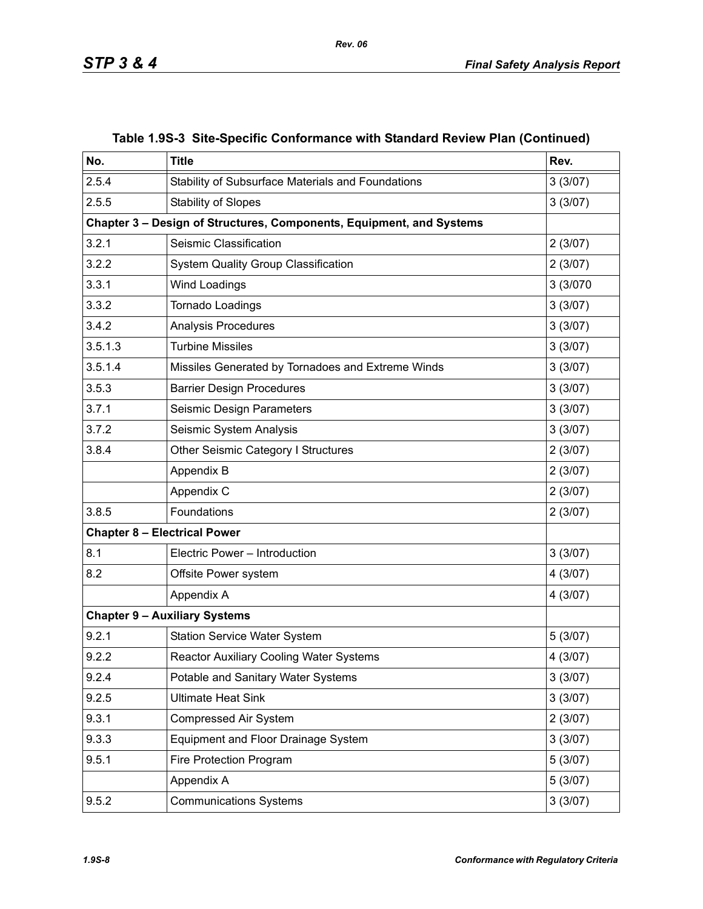**Table 1.9S-3 Site-Specific Conformance with Standard Review Plan (Continued)**

| No. | Title | Rev. |
|---|---|---|
| 2.5.4 | Stability of Subsurface Materials and Foundations | 3 (3/07) |
| 2.5.5 | Stability of Slopes | 3 (3/07) |
| **Chapter 3 – Design of Structures, Components, Equipment, and Systems** | | |
| 3.2.1 | Seismic Classification | 2 (3/07) |
| 3.2.2 | System Quality Group Classification | 2 (3/07) |
| 3.3.1 | Wind Loadings | 3 (3/070 |
| 3.3.2 | Tornado Loadings | 3 (3/07) |
| 3.4.2 | Analysis Procedures | 3 (3/07) |
| 3.5.1.3 | Turbine Missiles | 3 (3/07) |
| 3.5.1.4 | Missiles Generated by Tornadoes and Extreme Winds | 3 (3/07) |
| 3.5.3 | Barrier Design Procedures | 3 (3/07) |
| 3.7.1 | Seismic Design Parameters | 3 (3/07) |
| 3.7.2 | Seismic System Analysis | 3 (3/07) |
| 3.8.4 | Other Seismic Category I Structures | 2 (3/07) |
| | Appendix B | 2 (3/07) |
| | Appendix C | 2 (3/07) |
| 3.8.5 | Foundations | 2 (3/07) |
| **Chapter 8 – Electrical Power** | | |
| 8.1 | Electric Power – Introduction | 3 (3/07) |
| 8.2 | Offsite Power system | 4 (3/07) |
| | Appendix A | 4 (3/07) |
| **Chapter 9 – Auxiliary Systems** | | |
| 9.2.1 | Station Service Water System | 5 (3/07) |
| 9.2.2 | Reactor Auxiliary Cooling Water Systems | 4 (3/07) |
| 9.2.4 | Potable and Sanitary Water Systems | 3 (3/07) |
| 9.2.5 | Ultimate Heat Sink | 3 (3/07) |
| 9.3.1 | Compressed Air System | 2 (3/07) |
| 9.3.3 | Equipment and Floor Drainage System | 3 (3/07) |
| 9.5.1 | Fire Protection Program | 5 (3/07) |
| | Appendix A | 5 (3/07) |
| 9.5.2 | Communications Systems | 3 (3/07) |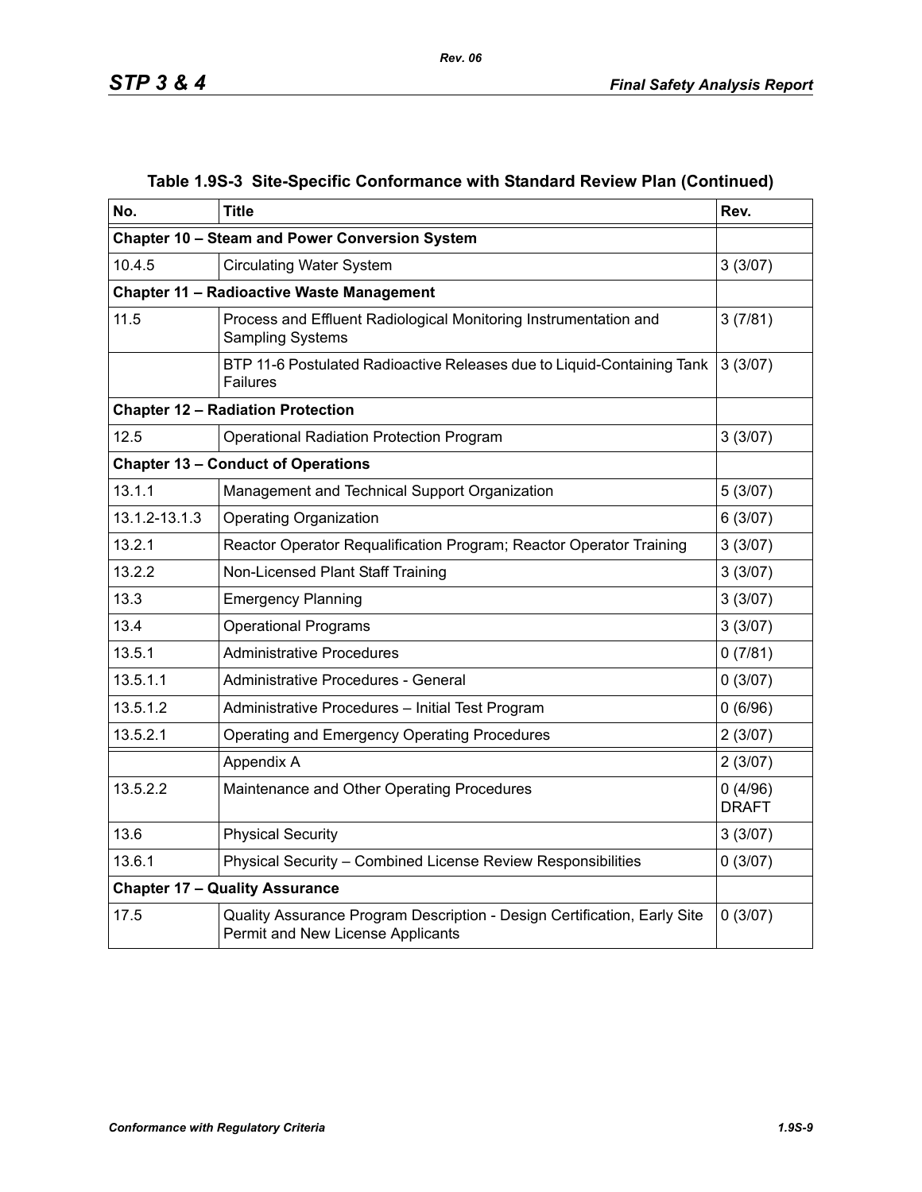**Table 1.9S-3 Site-Specific Conformance with Standard Review Plan (Continued)**

| No. | Title | Rev. |
|---|---|---|
| **Chapter 10 – Steam and Power Conversion System** | | |
| 10.4.5 | Circulating Water System | 3 (3/07) |
| **Chapter 11 – Radioactive Waste Management** | | |
| 11.5 | Process and Effluent Radiological Monitoring Instrumentation and Sampling Systems | 3 (7/81) |
| | BTP 11-6 Postulated Radioactive Releases due to Liquid-Containing Tank Failures | 3 (3/07) |
| **Chapter 12 – Radiation Protection** | | |
| 12.5 | Operational Radiation Protection Program | 3 (3/07) |
| **Chapter 13 – Conduct of Operations** | | |
| 13.1.1 | Management and Technical Support Organization | 5 (3/07) |
| 13.1.2-13.1.3 | Operating Organization | 6 (3/07) |
| 13.2.1 | Reactor Operator Requalification Program; Reactor Operator Training | 3 (3/07) |
| 13.2.2 | Non-Licensed Plant Staff Training | 3 (3/07) |
| 13.3 | Emergency Planning | 3 (3/07) |
| 13.4 | Operational Programs | 3 (3/07) |
| 13.5.1 | Administrative Procedures | 0 (7/81) |
| 13.5.1.1 | Administrative Procedures - General | 0 (3/07) |
| 13.5.1.2 | Administrative Procedures – Initial Test Program | 0 (6/96) |
| 13.5.2.1 | Operating and Emergency Operating Procedures | 2 (3/07) |
| | Appendix A | 2 (3/07) |
| 13.5.2.2 | Maintenance and Other Operating Procedures | 0 (4/96) DRAFT |
| 13.6 | Physical Security | 3 (3/07) |
| 13.6.1 | Physical Security – Combined License Review Responsibilities | 0 (3/07) |
| **Chapter 17 – Quality Assurance** | | |
| 17.5 | Quality Assurance Program Description - Design Certification, Early Site Permit and New License Applicants | 0 (3/07) |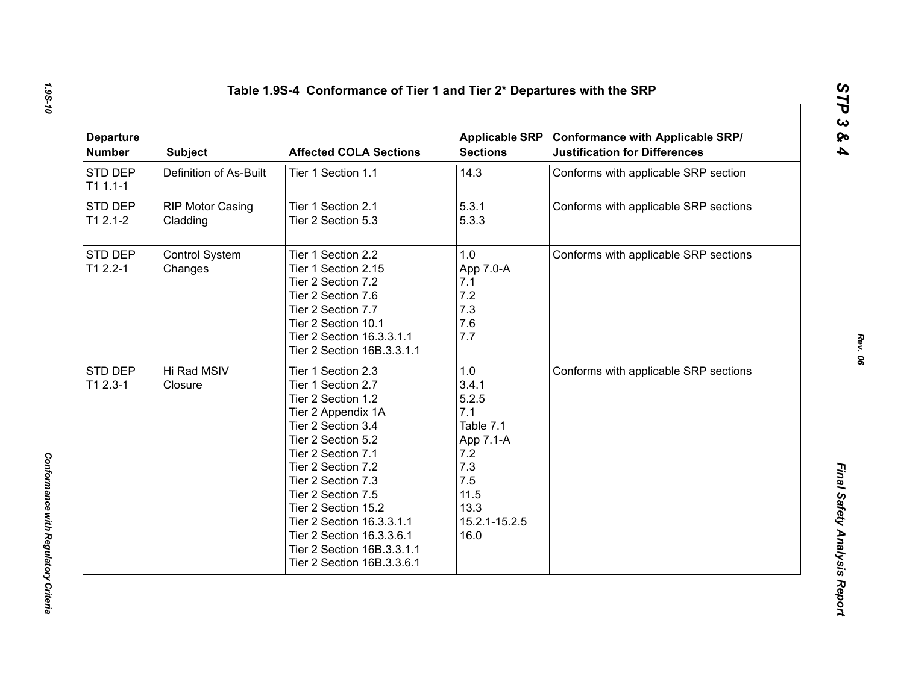## Table 1.9S-4 Conformance of Tier 1 and Tier 2* Departures with the SRP

| Departure Number | Subject | Affected COLA Sections | Applicable SRP Sections | Conformance with Applicable SRP/ Justification for Differences |
|---|---|---|---|---|
| STD DEP T1 1.1-1 | Definition of As-Built | Tier 1 Section 1.1 | 14.3 | Conforms with applicable SRP section |
| STD DEP T1 2.1-2 | RIP Motor Casing Cladding | Tier 1 Section 2.1<br>Tier 2 Section 5.3 | 5.3.1<br>5.3.3 | Conforms with applicable SRP sections |
| STD DEP T1 2.2-1 | Control System Changes | Tier 1 Section 2.2<br>Tier 1 Section 2.15<br>Tier 2 Section 7.2<br>Tier 2 Section 7.6<br>Tier 2 Section 7.7<br>Tier 2 Section 10.1<br>Tier 2 Section 16.3.3.1.1<br>Tier 2 Section 16B.3.3.1.1 | 1.0<br>App 7.0-A<br>7.1<br>7.2<br>7.3<br>7.6<br>7.7 | Conforms with applicable SRP sections |
| STD DEP T1 2.3-1 | Hi Rad MSIV Closure | Tier 1 Section 2.3<br>Tier 1 Section 2.7<br>Tier 2 Section 1.2<br>Tier 2 Appendix 1A<br>Tier 2 Section 3.4<br>Tier 2 Section 5.2<br>Tier 2 Section 7.1<br>Tier 2 Section 7.2<br>Tier 2 Section 7.3<br>Tier 2 Section 7.5<br>Tier 2 Section 15.2<br>Tier 2 Section 16.3.3.1.1<br>Tier 2 Section 16.3.3.6.1<br>Tier 2 Section 16B.3.3.1.1<br>Tier 2 Section 16B.3.3.6.1 | 1.0<br>3.4.1<br>5.2.5<br>7.1<br>Table 7.1<br>App 7.1-A<br>7.2<br>7.3<br>7.5<br>11.5<br>13.3<br>15.2.1-15.2.5<br>16.0 | Conforms with applicable SRP sections |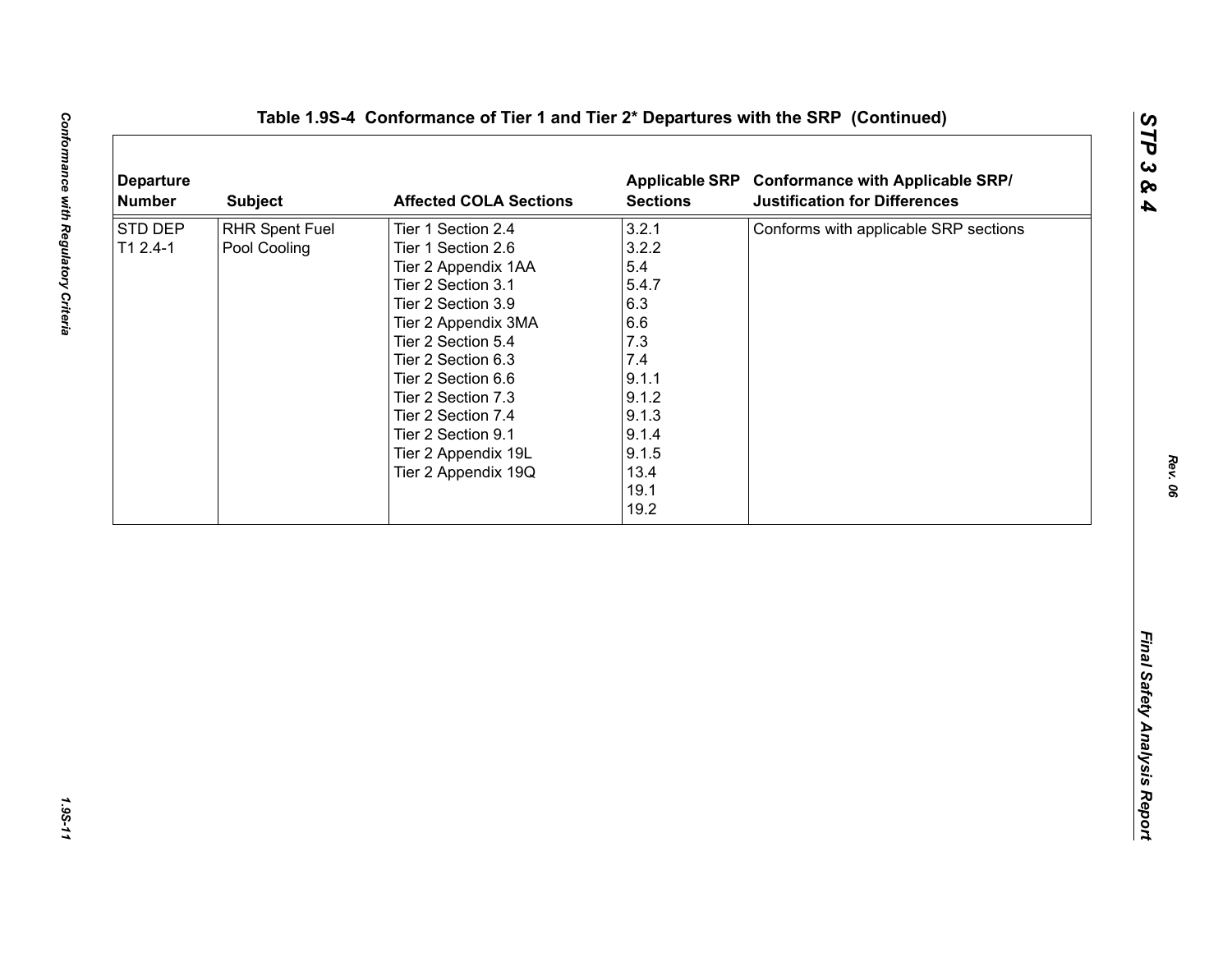## Table 1.9S-4 Conformance of Tier 1 and Tier 2* Departures with the SRP (Continued)

| Departure Number | Subject | Affected COLA Sections | Applicable SRP Sections | Conformance with Applicable SRP/ Justification for Differences |
|---|---|---|---|---|
| STD DEP T1 2.4-1 | RHR Spent Fuel Pool Cooling | Tier 1 Section 2.4<br>Tier 1 Section 2.6<br>Tier 2 Appendix 1AA<br>Tier 2 Section 3.1<br>Tier 2 Section 3.9<br>Tier 2 Appendix 3MA<br>Tier 2 Section 5.4<br>Tier 2 Section 6.3<br>Tier 2 Section 6.6<br>Tier 2 Section 7.3<br>Tier 2 Section 7.4<br>Tier 2 Section 9.1<br>Tier 2 Appendix 19L<br>Tier 2 Appendix 19Q | 3.2.1<br>3.2.2<br>5.4<br>5.4.7<br>6.3<br>6.6<br>7.3<br>7.4<br>9.1.1<br>9.1.2<br>9.1.3<br>9.1.4<br>9.1.5<br>13.4<br>19.1<br>19.2 | Conforms with applicable SRP sections |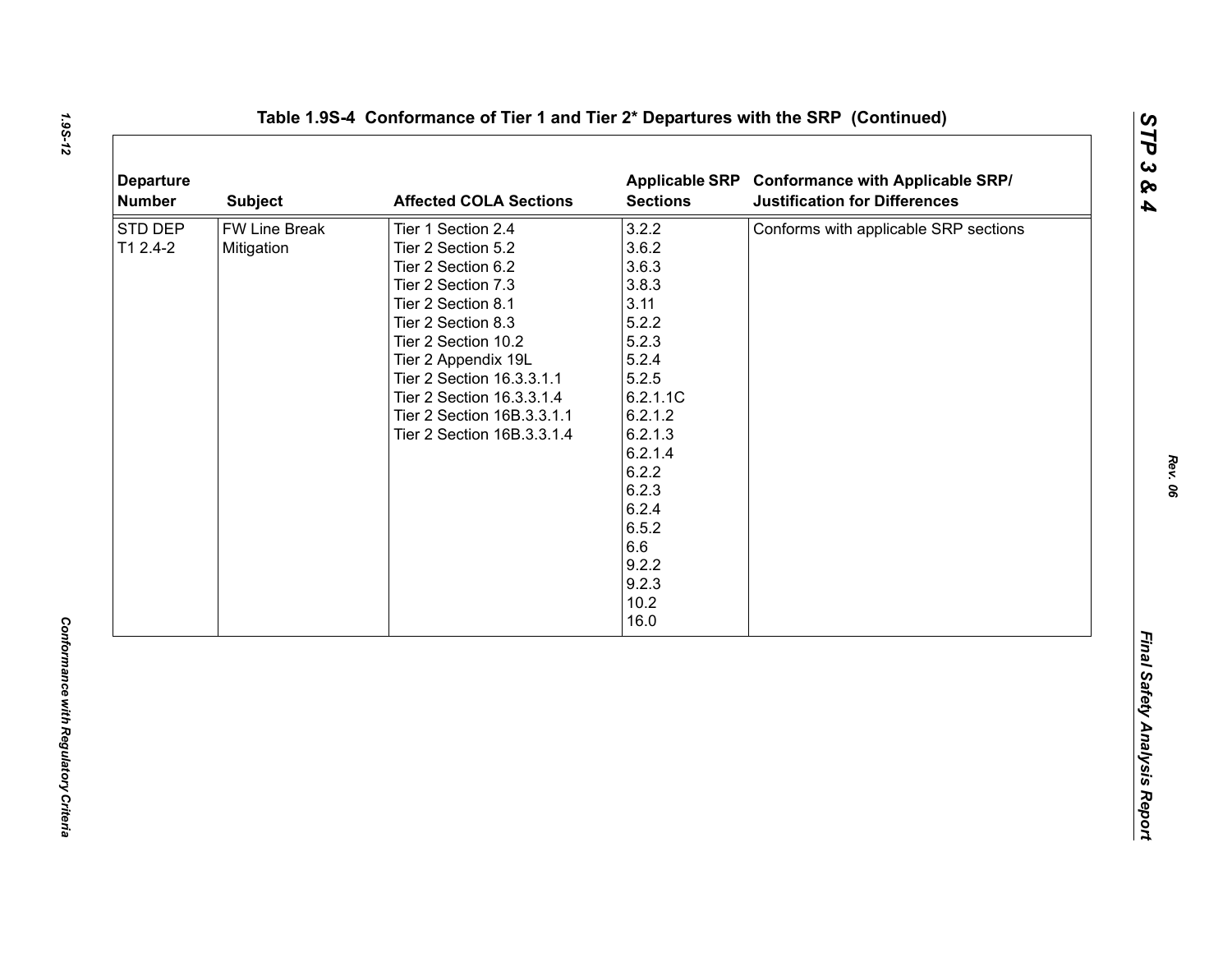## Table 1.9S-4 Conformance of Tier 1 and Tier 2* Departures with the SRP (Continued)

| Departure Number | Subject | Affected COLA Sections | Applicable SRP Sections | Conformance with Applicable SRP/ Justification for Differences |
|---|---|---|---|---|
| STD DEP T1 2.4-2 | FW Line Break Mitigation | Tier 1 Section 2.4<br>Tier 2 Section 5.2<br>Tier 2 Section 6.2<br>Tier 2 Section 7.3<br>Tier 2 Section 8.1<br>Tier 2 Section 8.3<br>Tier 2 Section 10.2<br>Tier 2 Appendix 19L<br>Tier 2 Section 16.3.3.1.1<br>Tier 2 Section 16.3.3.1.4<br>Tier 2 Section 16B.3.3.1.1<br>Tier 2 Section 16B.3.3.1.4 | 3.2.2<br>3.6.2<br>3.6.3<br>3.8.3<br>3.11<br>5.2.2<br>5.2.3<br>5.2.4<br>5.2.5<br>6.2.1.1C<br>6.2.1.2<br>6.2.1.3<br>6.2.1.4<br>6.2.2<br>6.2.3<br>6.2.4<br>6.5.2<br>6.6<br>9.2.2<br>9.2.3<br>10.2<br>16.0 | Conforms with applicable SRP sections |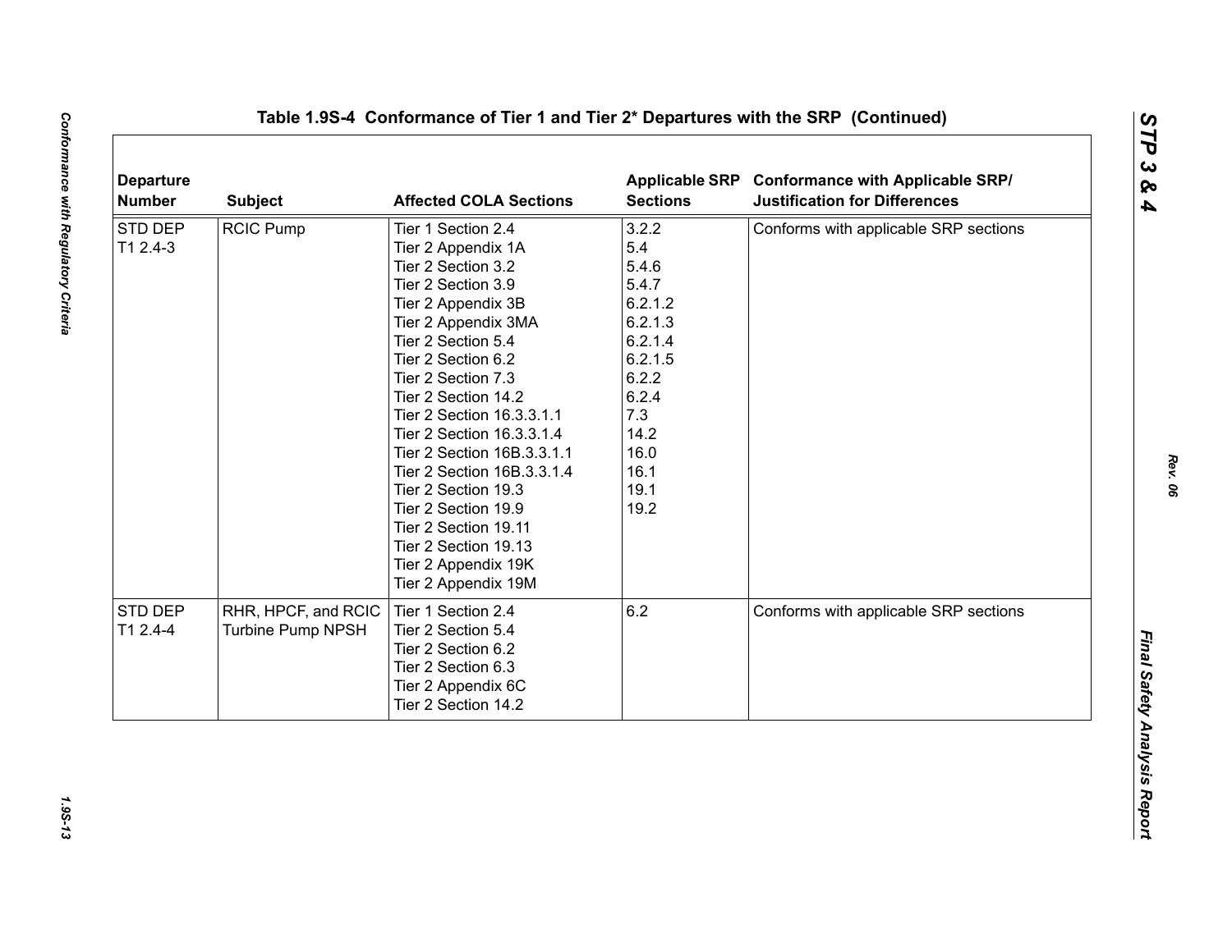## Table 1.9S-4 Conformance of Tier 1 and Tier 2* Departures with the SRP (Continued)

| Departure Number | Subject | Affected COLA Sections | Applicable SRP Sections | Conformance with Applicable SRP/ Justification for Differences |
|---|---|---|---|---|
| STD DEP T1 2.4-3 | RCIC Pump | Tier 1 Section 2.4<br>Tier 2 Appendix 1A<br>Tier 2 Section 3.2<br>Tier 2 Section 3.9<br>Tier 2 Appendix 3B<br>Tier 2 Appendix 3MA<br>Tier 2 Section 5.4<br>Tier 2 Section 6.2<br>Tier 2 Section 7.3<br>Tier 2 Section 14.2<br>Tier 2 Section 16.3.3.1.1<br>Tier 2 Section 16.3.3.1.4<br>Tier 2 Section 16B.3.3.1.1<br>Tier 2 Section 16B.3.3.1.4<br>Tier 2 Section 19.3<br>Tier 2 Section 19.9<br>Tier 2 Section 19.11<br>Tier 2 Section 19.13<br>Tier 2 Appendix 19K<br>Tier 2 Appendix 19M | 3.2.2<br>5.4<br>5.4.6<br>5.4.7<br>6.2.1.2<br>6.2.1.3<br>6.2.1.4<br>6.2.1.5<br>6.2.2<br>6.2.4<br>7.3<br>14.2<br>16.0<br>16.1<br>19.1<br>19.2 | Conforms with applicable SRP sections |
| STD DEP T1 2.4-4 | RHR, HPCF, and RCIC Turbine Pump NPSH | Tier 1 Section 2.4<br>Tier 2 Section 5.4<br>Tier 2 Section 6.2<br>Tier 2 Section 6.3<br>Tier 2 Appendix 6C<br>Tier 2 Section 14.2 | 6.2 | Conforms with applicable SRP sections |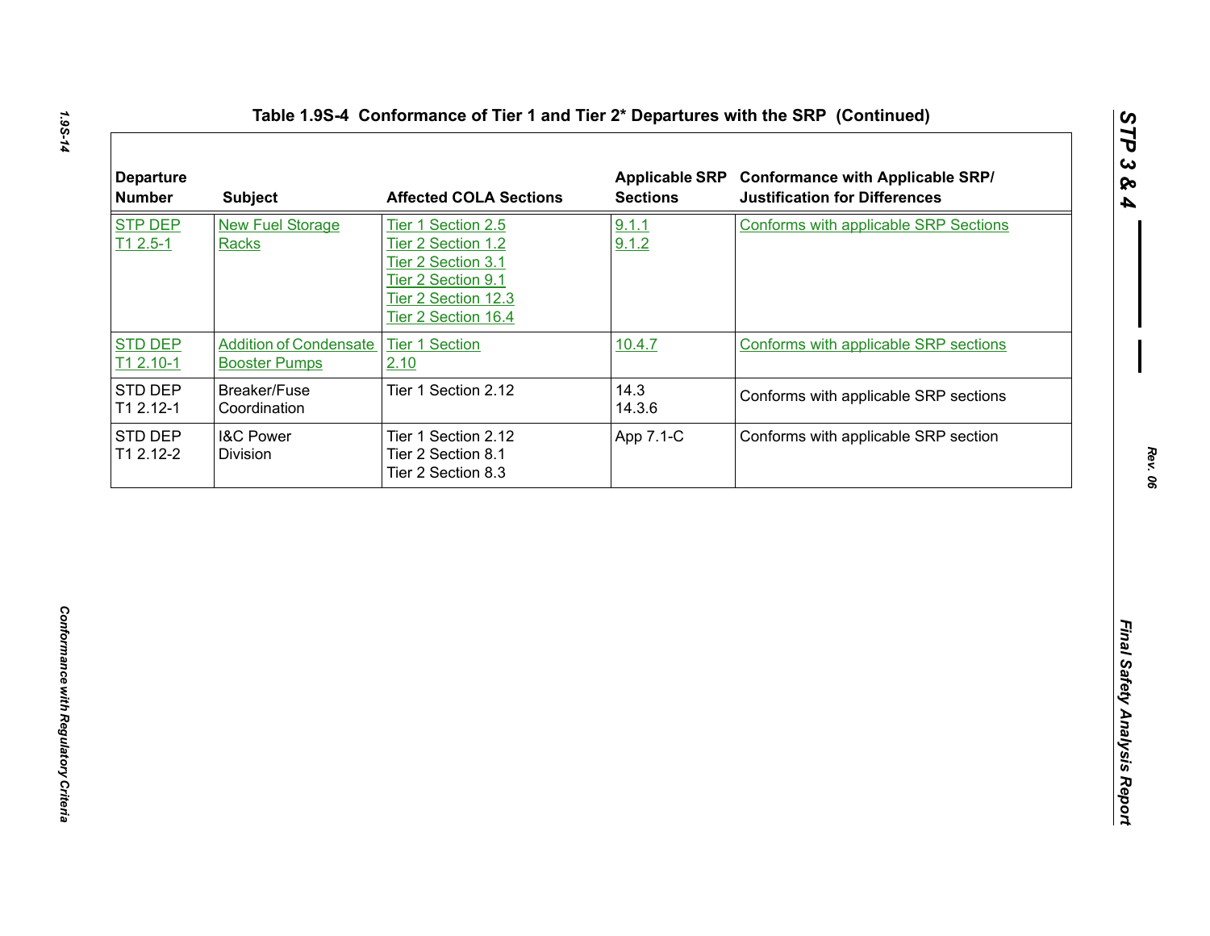**Table 1.9S-4 Conformance of Tier 1 and Tier 2* Departures with the SRP (Continued)**

| Departure Number | Subject | Affected COLA Sections | Applicable SRP Sections | Conformance with Applicable SRP/ Justification for Differences |
|---|---|---|---|---|
| STP DEP T1 2.5-1 | New Fuel Storage Racks | Tier 1 Section 2.5<br>Tier 2 Section 1.2<br>Tier 2 Section 3.1<br>Tier 2 Section 9.1<br>Tier 2 Section 12.3<br>Tier 2 Section 16.4 | 9.1.1<br>9.1.2 | Conforms with applicable SRP Sections |
| STD DEP T1 2.10-1 | Addition of Condensate Booster Pumps | Tier 1 Section 2.10 | 10.4.7 | Conforms with applicable SRP sections |
| STD DEP T1 2.12-1 | Breaker/Fuse Coordination | Tier 1 Section 2.12 | 14.3<br>14.3.6 | Conforms with applicable SRP sections |
| STD DEP T1 2.12-2 | I&C Power Division | Tier 1 Section 2.12<br>Tier 2 Section 8.1<br>Tier 2 Section 8.3 | App 7.1-C | Conforms with applicable SRP section |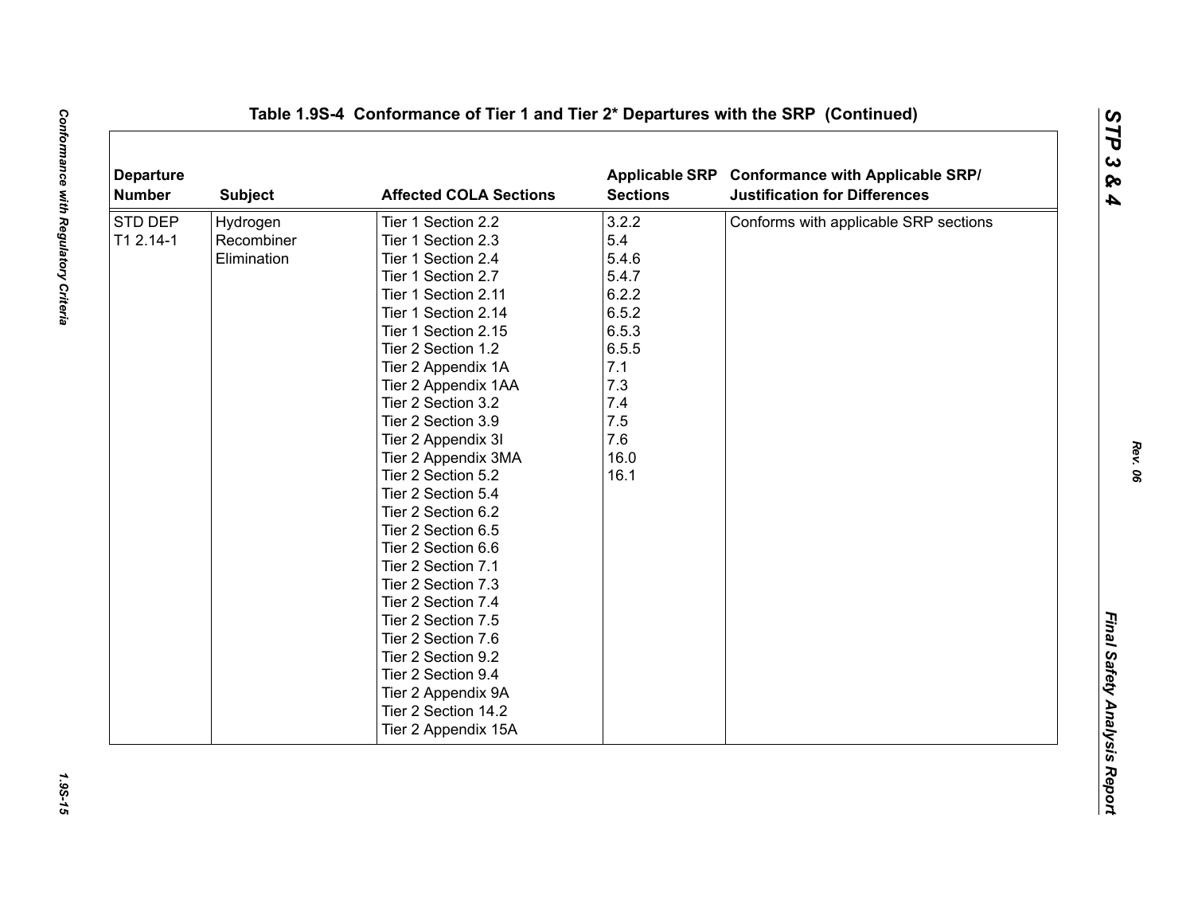## Table 1.9S-4 Conformance of Tier 1 and Tier 2* Departures with the SRP (Continued)

| Departure Number | Subject | Affected COLA Sections | Applicable SRP Sections | Conformance with Applicable SRP/ Justification for Differences |
|---|---|---|---|---|
| STD DEP T1 2.14-1 | Hydrogen Recombiner Elimination | Tier 1 Section 2.2<br>Tier 1 Section 2.3<br>Tier 1 Section 2.4<br>Tier 1 Section 2.7<br>Tier 1 Section 2.11<br>Tier 1 Section 2.14<br>Tier 1 Section 2.15<br>Tier 2 Section 1.2<br>Tier 2 Appendix 1A<br>Tier 2 Appendix 1AA<br>Tier 2 Section 3.2<br>Tier 2 Section 3.9<br>Tier 2 Appendix 3I<br>Tier 2 Appendix 3MA<br>Tier 2 Section 5.2<br>Tier 2 Section 5.4<br>Tier 2 Section 6.2<br>Tier 2 Section 6.5<br>Tier 2 Section 6.6<br>Tier 2 Section 7.1<br>Tier 2 Section 7.3<br>Tier 2 Section 7.4<br>Tier 2 Section 7.5<br>Tier 2 Section 7.6<br>Tier 2 Section 9.2<br>Tier 2 Section 9.4<br>Tier 2 Appendix 9A<br>Tier 2 Section 14.2<br>Tier 2 Appendix 15A | 3.2.2<br>5.4<br>5.4.6<br>5.4.7<br>6.2.2<br>6.5.2<br>6.5.3<br>6.5.5<br>7.1<br>7.3<br>7.4<br>7.5<br>7.6<br>16.0<br>16.1 | Conforms with applicable SRP sections |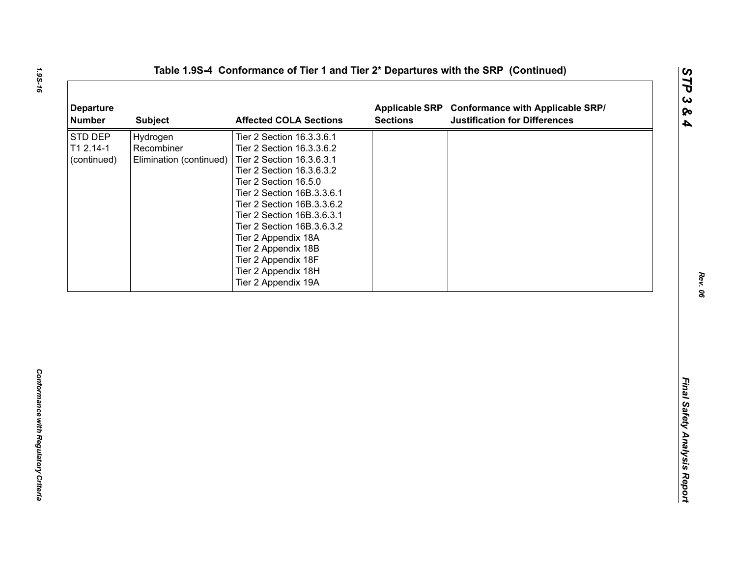## Table 1.9S-4 Conformance of Tier 1 and Tier 2* Departures with the SRP (Continued)

| Departure Number | Subject | Affected COLA Sections | Applicable SRP Sections | Conformance with Applicable SRP/ Justification for Differences |
|---|---|---|---|---|
| STD DEP T1 2.14-1 (continued) | Hydrogen Recombiner Elimination (continued) | Tier 2 Section 16.3.3.6.1<br>Tier 2 Section 16.3.3.6.2<br>Tier 2 Section 16.3.6.3.1<br>Tier 2 Section 16.3.6.3.2<br>Tier 2 Section 16.5.0<br>Tier 2 Section 16B.3.3.6.1<br>Tier 2 Section 16B.3.3.6.2<br>Tier 2 Section 16B.3.6.3.1<br>Tier 2 Section 16B.3.6.3.2<br>Tier 2 Appendix 18A<br>Tier 2 Appendix 18B<br>Tier 2 Appendix 18F<br>Tier 2 Appendix 18H<br>Tier 2 Appendix 19A | | |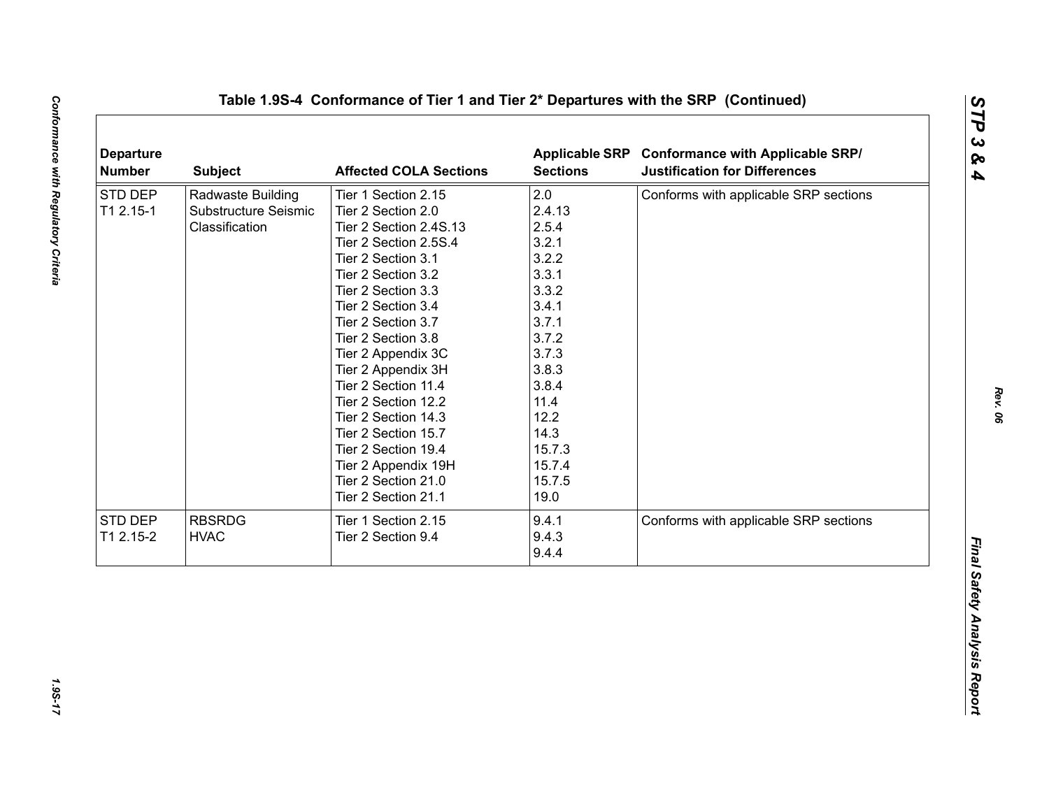# Table 1.9S-4 Conformance of Tier 1 and Tier 2* Departures with the SRP (Continued)

| Departure Number | Subject | Affected COLA Sections | Applicable SRP Sections | Conformance with Applicable SRP/ Justification for Differences |
|---|---|---|---|---|
| STD DEP T1 2.15-1 | Radwaste Building Substructure Seismic Classification | Tier 1 Section 2.15<br>Tier 2 Section 2.0<br>Tier 2 Section 2.4S.13<br>Tier 2 Section 2.5S.4<br>Tier 2 Section 3.1<br>Tier 2 Section 3.2<br>Tier 2 Section 3.3<br>Tier 2 Section 3.4<br>Tier 2 Section 3.7<br>Tier 2 Section 3.8<br>Tier 2 Appendix 3C<br>Tier 2 Appendix 3H<br>Tier 2 Section 11.4<br>Tier 2 Section 12.2<br>Tier 2 Section 14.3<br>Tier 2 Section 15.7<br>Tier 2 Section 19.4<br>Tier 2 Appendix 19H<br>Tier 2 Section 21.0<br>Tier 2 Section 21.1 | 2.0<br>2.4.13<br>2.5.4<br>3.2.1<br>3.2.2<br>3.3.1<br>3.3.2<br>3.4.1<br>3.7.1<br>3.7.2<br>3.7.3<br>3.8.3<br>3.8.4<br>11.4<br>12.2<br>14.3<br>15.7.3<br>15.7.4<br>15.7.5<br>19.0 | Conforms with applicable SRP sections |
| STD DEP T1 2.15-2 | RBSRDG HVAC | Tier 1 Section 2.15<br>Tier 2 Section 9.4 | 9.4.1<br>9.4.3<br>9.4.4 | Conforms with applicable SRP sections |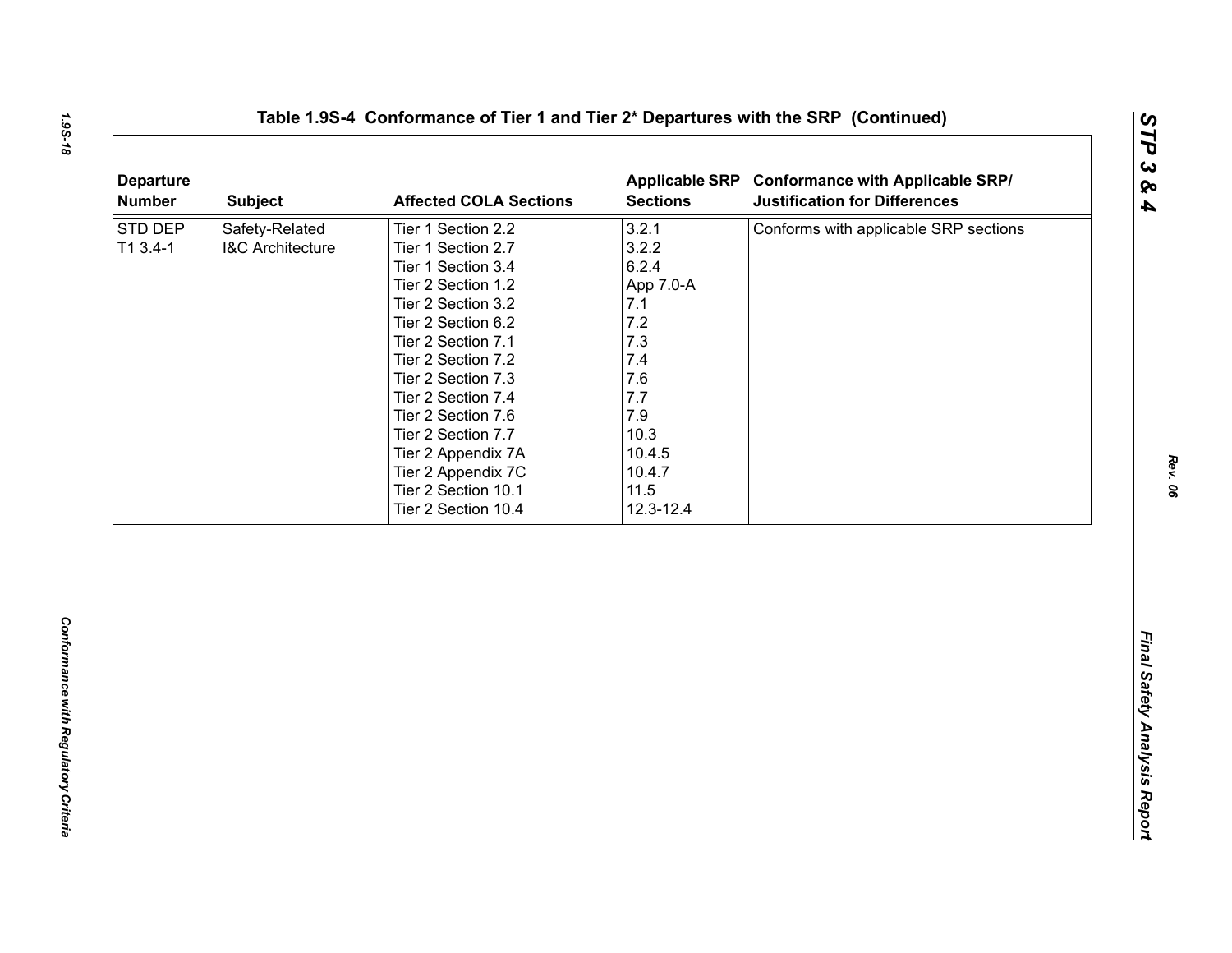## Table 1.9S-4 Conformance of Tier 1 and Tier 2* Departures with the SRP (Continued)

| Departure Number | Subject | Affected COLA Sections | Applicable SRP Sections | Conformance with Applicable SRP/ Justification for Differences |
|---|---|---|---|---|
| STD DEP T1 3.4-1 | Safety-Related I&C Architecture | Tier 1 Section 2.2<br>Tier 1 Section 2.7<br>Tier 1 Section 3.4<br>Tier 2 Section 1.2<br>Tier 2 Section 3.2<br>Tier 2 Section 6.2<br>Tier 2 Section 7.1<br>Tier 2 Section 7.2<br>Tier 2 Section 7.3<br>Tier 2 Section 7.4<br>Tier 2 Section 7.6<br>Tier 2 Section 7.7<br>Tier 2 Appendix 7A<br>Tier 2 Appendix 7C<br>Tier 2 Section 10.1<br>Tier 2 Section 10.4 | 3.2.1<br>3.2.2<br>6.2.4<br>App 7.0-A<br>7.1<br>7.2<br>7.3<br>7.4<br>7.6<br>7.7<br>7.9<br>10.3<br>10.4.5<br>10.4.7<br>11.5<br>12.3-12.4 | Conforms with applicable SRP sections |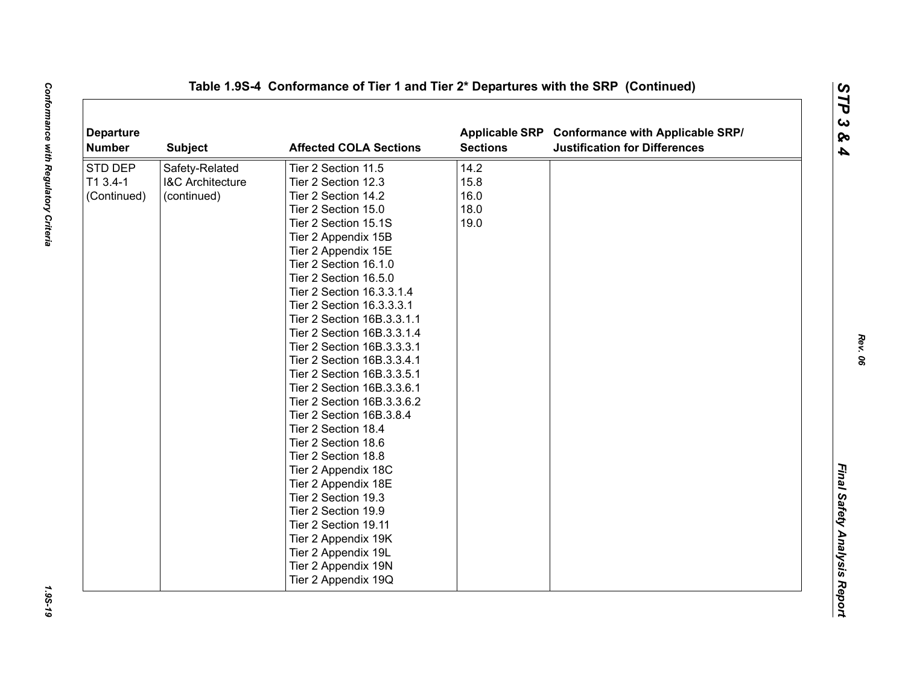# Table 1.9S-4 Conformance of Tier 1 and Tier 2* Departures with the SRP (Continued)

| Departure Number | Subject | Affected COLA Sections | Applicable SRP Sections | Conformance with Applicable SRP/ Justification for Differences |
|---|---|---|---|---|
| STD DEP T1 3.4-1 (Continued) | Safety-Related I&C Architecture (continued) | Tier 2 Section 11.5<br>Tier 2 Section 12.3<br>Tier 2 Section 14.2<br>Tier 2 Section 15.0<br>Tier 2 Section 15.1S<br>Tier 2 Appendix 15B<br>Tier 2 Appendix 15E<br>Tier 2 Section 16.1.0<br>Tier 2 Section 16.5.0<br>Tier 2 Section 16.3.3.1.4<br>Tier 2 Section 16.3.3.3.1<br>Tier 2 Section 16B.3.3.1.1<br>Tier 2 Section 16B.3.3.1.4<br>Tier 2 Section 16B.3.3.3.1<br>Tier 2 Section 16B.3.3.4.1<br>Tier 2 Section 16B.3.3.5.1<br>Tier 2 Section 16B.3.3.6.1<br>Tier 2 Section 16B.3.3.6.2<br>Tier 2 Section 16B.3.8.4<br>Tier 2 Section 18.4<br>Tier 2 Section 18.6<br>Tier 2 Section 18.8<br>Tier 2 Appendix 18C<br>Tier 2 Appendix 18E<br>Tier 2 Section 19.3<br>Tier 2 Section 19.9<br>Tier 2 Section 19.11<br>Tier 2 Appendix 19K<br>Tier 2 Appendix 19L<br>Tier 2 Appendix 19N<br>Tier 2 Appendix 19Q | 14.2<br>15.8<br>16.0<br>18.0<br>19.0 | |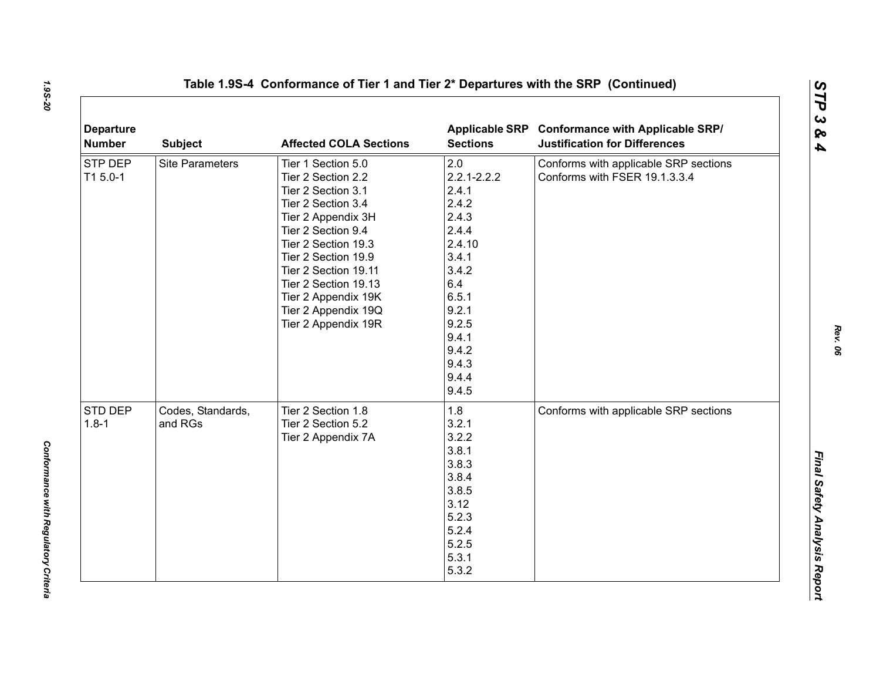# Table 1.9S-4 Conformance of Tier 1 and Tier 2* Departures with the SRP (Continued)

| Departure Number | Subject | Affected COLA Sections | Applicable SRP Sections | Conformance with Applicable SRP/ Justification for Differences |
|---|---|---|---|---|
| STP DEP T1 5.0-1 | Site Parameters | Tier 1 Section 5.0<br>Tier 2 Section 2.2<br>Tier 2 Section 3.1<br>Tier 2 Section 3.4<br>Tier 2 Appendix 3H<br>Tier 2 Section 9.4<br>Tier 2 Section 19.3<br>Tier 2 Section 19.9<br>Tier 2 Section 19.11<br>Tier 2 Section 19.13<br>Tier 2 Appendix 19K<br>Tier 2 Appendix 19Q<br>Tier 2 Appendix 19R | 2.0<br>2.2.1-2.2.2<br>2.4.1<br>2.4.2<br>2.4.3<br>2.4.4<br>2.4.10<br>3.4.1<br>3.4.2<br>6.4<br>6.5.1<br>9.2.1<br>9.2.5<br>9.4.1<br>9.4.2<br>9.4.3<br>9.4.4<br>9.4.5 | Conforms with applicable SRP sections<br>Conforms with FSER 19.1.3.3.4 |
| STD DEP 1.8-1 | Codes, Standards, and RGs | Tier 2 Section 1.8<br>Tier 2 Section 5.2<br>Tier 2 Appendix 7A | 1.8<br>3.2.1<br>3.2.2<br>3.8.1<br>3.8.3<br>3.8.4<br>3.8.5<br>3.12<br>5.2.3<br>5.2.4<br>5.2.5<br>5.3.1<br>5.3.2 | Conforms with applicable SRP sections |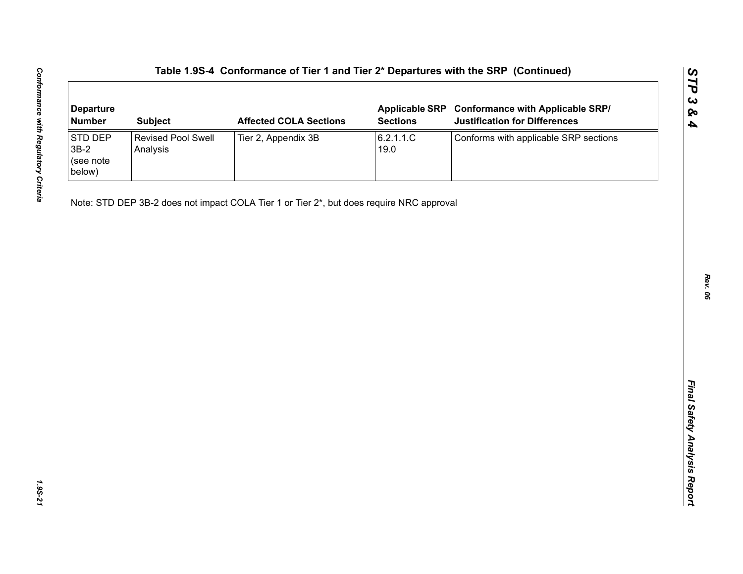## Table 1.9S-4 Conformance of Tier 1 and Tier 2* Departures with the SRP (Continued)

| Departure Number | Subject | Affected COLA Sections | Applicable SRP Sections | Conformance with Applicable SRP/ Justification for Differences |
|---|---|---|---|---|
| STD DEP 3B-2 (see note below) | Revised Pool Swell Analysis | Tier 2, Appendix 3B | 6.2.1.1.C<br>19.0 | Conforms with applicable SRP sections |

Note: STD DEP 3B-2 does not impact COLA Tier 1 or Tier 2*, but does require NRC approval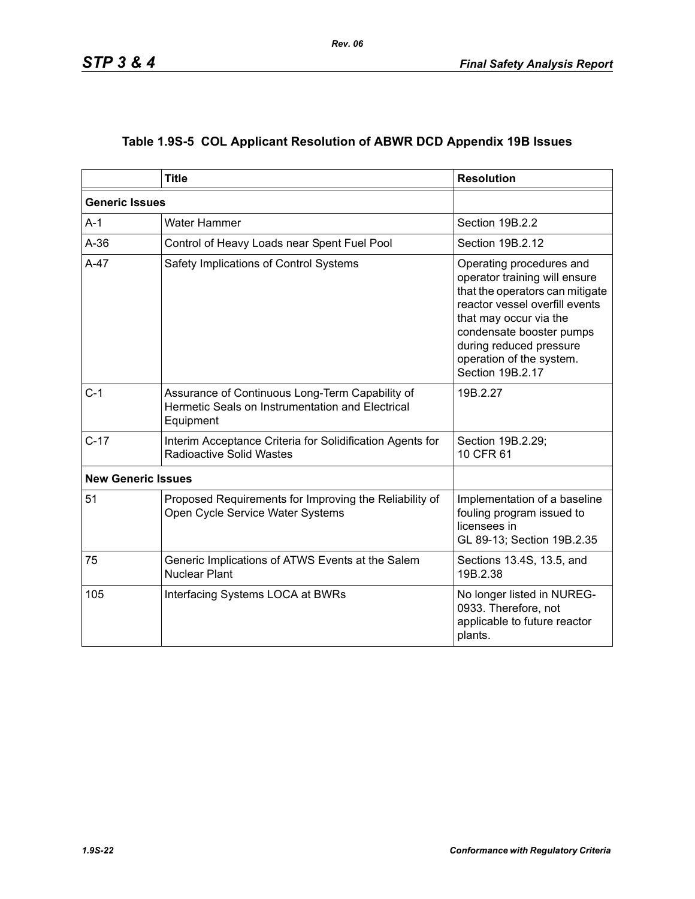## Table 1.9S-5 COL Applicant Resolution of ABWR DCD Appendix 19B Issues

| | Title | Resolution |
|---|---|---|
| **Generic Issues** | | |
| A-1 | Water Hammer | Section 19B.2.2 |
| A-36 | Control of Heavy Loads near Spent Fuel Pool | Section 19B.2.12 |
| A-47 | Safety Implications of Control Systems | Operating procedures and operator training will ensure that the operators can mitigate reactor vessel overfill events that may occur via the condensate booster pumps during reduced pressure operation of the system. Section 19B.2.17 |
| C-1 | Assurance of Continuous Long-Term Capability of Hermetic Seals on Instrumentation and Electrical Equipment | 19B.2.27 |
| C-17 | Interim Acceptance Criteria for Solidification Agents for Radioactive Solid Wastes | Section 19B.2.29; 10 CFR 61 |
| **New Generic Issues** | | |
| 51 | Proposed Requirements for Improving the Reliability of Open Cycle Service Water Systems | Implementation of a baseline fouling program issued to licensees in GL 89-13; Section 19B.2.35 |
| 75 | Generic Implications of ATWS Events at the Salem Nuclear Plant | Sections 13.4S, 13.5, and 19B.2.38 |
| 105 | Interfacing Systems LOCA at BWRs | No longer listed in NUREG-0933. Therefore, not applicable to future reactor plants. |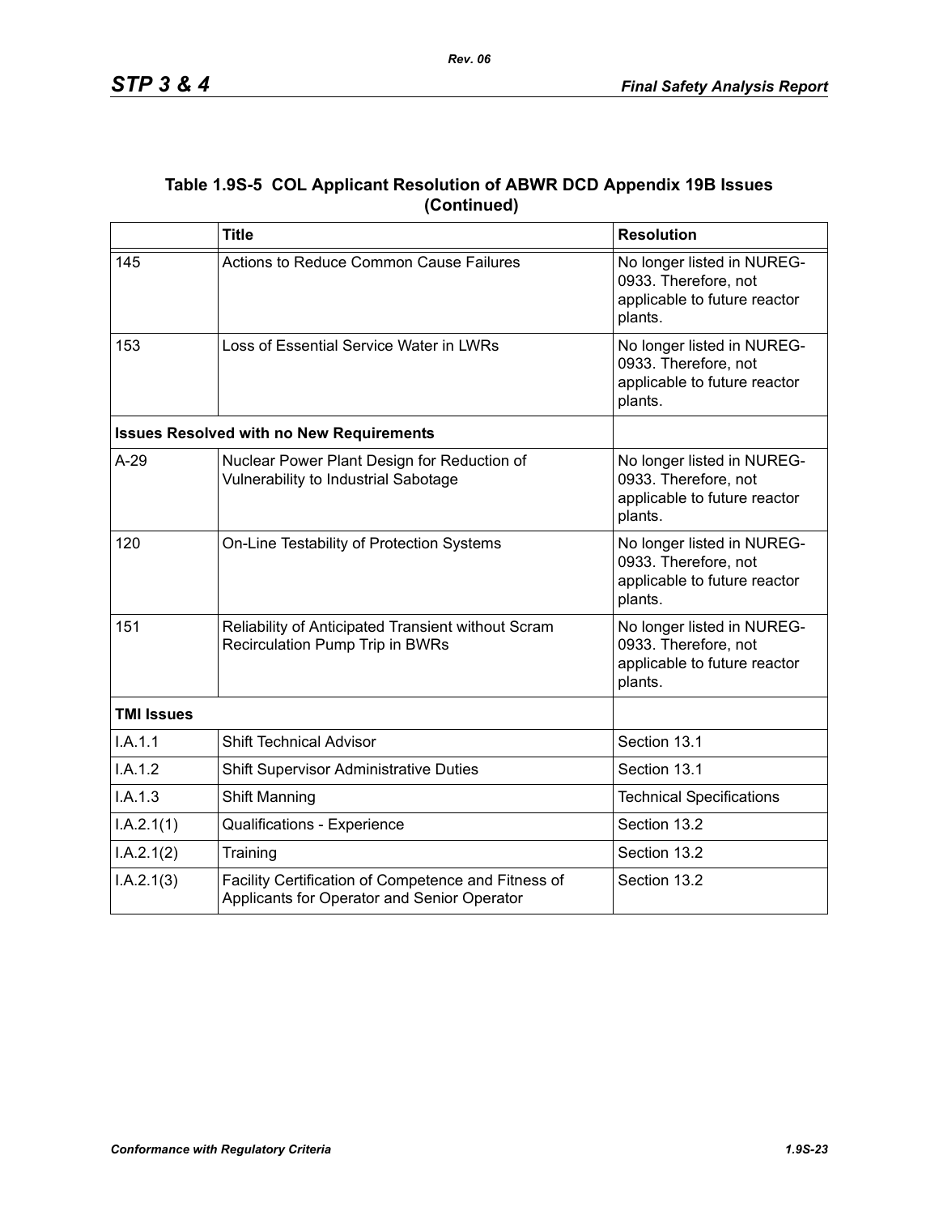### Table 1.9S-5 COL Applicant Resolution of ABWR DCD Appendix 19B Issues (Continued)

| | Title | Resolution |
|---|---|---|
| 145 | Actions to Reduce Common Cause Failures | No longer listed in NUREG-0933. Therefore, not applicable to future reactor plants. |
| 153 | Loss of Essential Service Water in LWRs | No longer listed in NUREG-0933. Therefore, not applicable to future reactor plants. |
| **Issues Resolved with no New Requirements** | | |
| A-29 | Nuclear Power Plant Design for Reduction of Vulnerability to Industrial Sabotage | No longer listed in NUREG-0933. Therefore, not applicable to future reactor plants. |
| 120 | On-Line Testability of Protection Systems | No longer listed in NUREG-0933. Therefore, not applicable to future reactor plants. |
| 151 | Reliability of Anticipated Transient without Scram Recirculation Pump Trip in BWRs | No longer listed in NUREG-0933. Therefore, not applicable to future reactor plants. |
| **TMI Issues** | | |
| I.A.1.1 | Shift Technical Advisor | Section 13.1 |
| I.A.1.2 | Shift Supervisor Administrative Duties | Section 13.1 |
| I.A.1.3 | Shift Manning | Technical Specifications |
| I.A.2.1(1) | Qualifications - Experience | Section 13.2 |
| I.A.2.1(2) | Training | Section 13.2 |
| I.A.2.1(3) | Facility Certification of Competence and Fitness of Applicants for Operator and Senior Operator | Section 13.2 |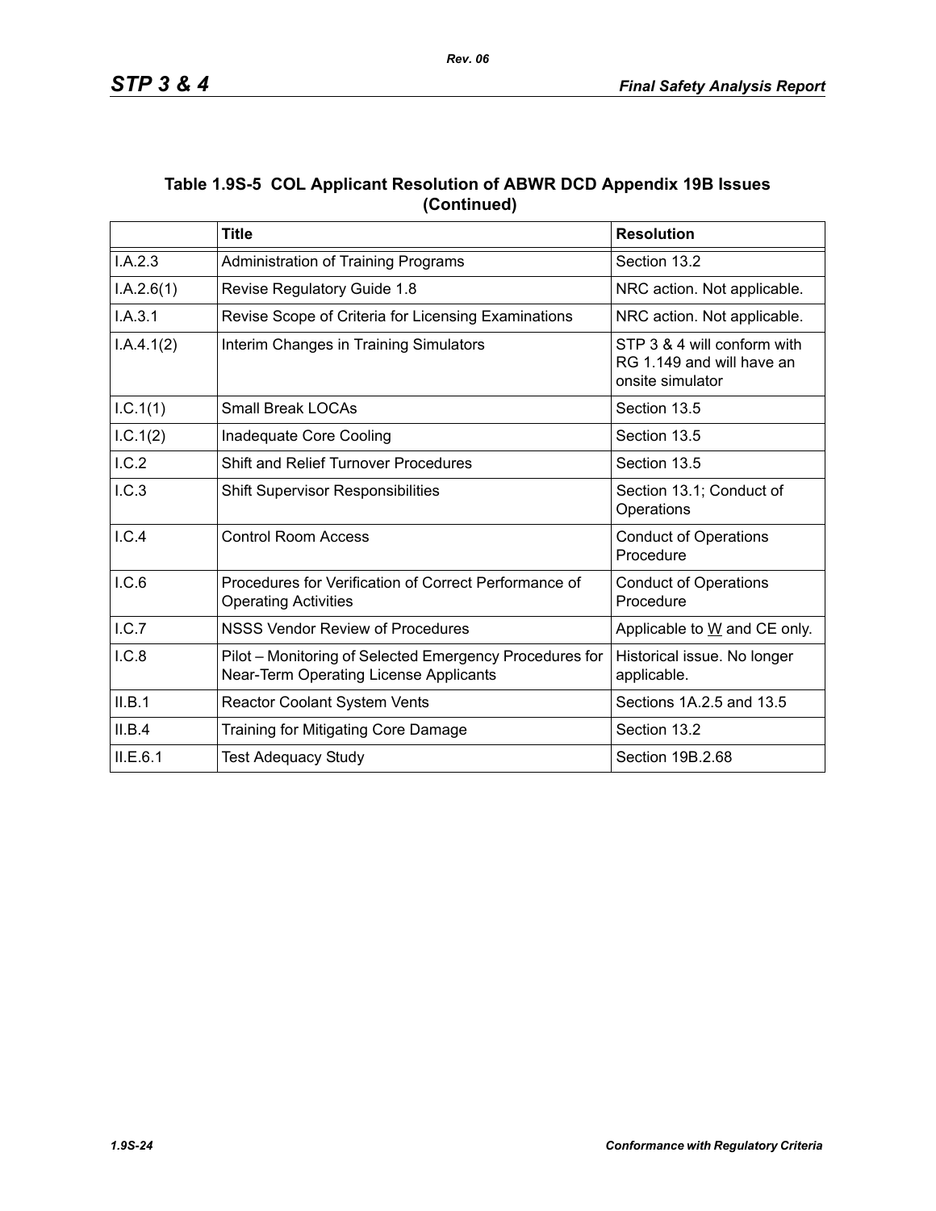### Table 1.9S-5 COL Applicant Resolution of ABWR DCD Appendix 19B Issues (Continued)

| | Title | Resolution |
|---|---|---|
| I.A.2.3 | Administration of Training Programs | Section 13.2 |
| I.A.2.6(1) | Revise Regulatory Guide 1.8 | NRC action. Not applicable. |
| I.A.3.1 | Revise Scope of Criteria for Licensing Examinations | NRC action. Not applicable. |
| I.A.4.1(2) | Interim Changes in Training Simulators | STP 3 & 4 will conform with RG 1.149 and will have an onsite simulator |
| I.C.1(1) | Small Break LOCAs | Section 13.5 |
| I.C.1(2) | Inadequate Core Cooling | Section 13.5 |
| I.C.2 | Shift and Relief Turnover Procedures | Section 13.5 |
| I.C.3 | Shift Supervisor Responsibilities | Section 13.1; Conduct of Operations |
| I.C.4 | Control Room Access | Conduct of Operations Procedure |
| I.C.6 | Procedures for Verification of Correct Performance of Operating Activities | Conduct of Operations Procedure |
| I.C.7 | NSSS Vendor Review of Procedures | Applicable to W and CE only. |
| I.C.8 | Pilot – Monitoring of Selected Emergency Procedures for Near-Term Operating License Applicants | Historical issue. No longer applicable. |
| II.B.1 | Reactor Coolant System Vents | Sections 1A.2.5 and 13.5 |
| II.B.4 | Training for Mitigating Core Damage | Section 13.2 |
| II.E.6.1 | Test Adequacy Study | Section 19B.2.68 |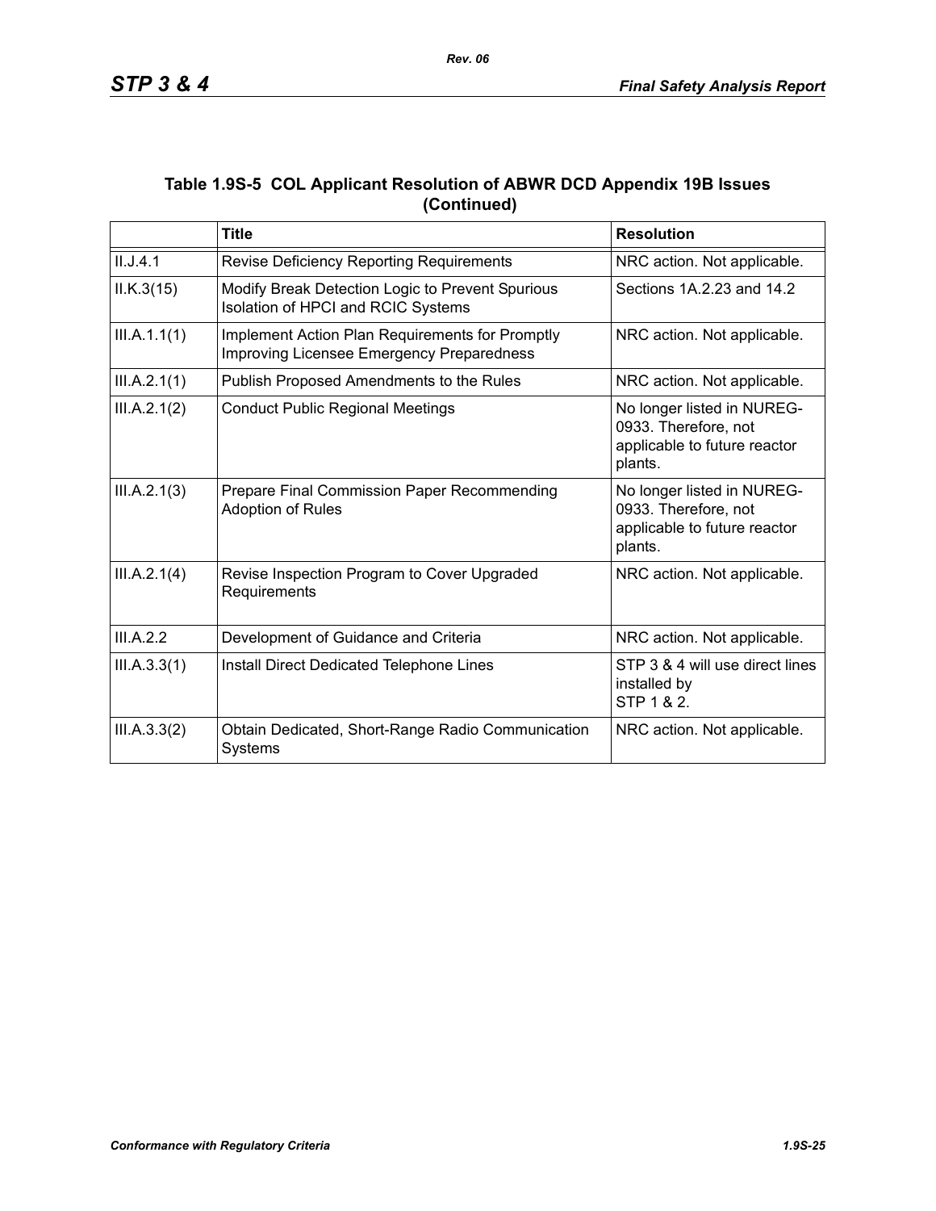### Table 1.9S-5 COL Applicant Resolution of ABWR DCD Appendix 19B Issues (Continued)

| | Title | Resolution |
|---|---|---|
| II.J.4.1 | Revise Deficiency Reporting Requirements | NRC action. Not applicable. |
| II.K.3(15) | Modify Break Detection Logic to Prevent Spurious Isolation of HPCI and RCIC Systems | Sections 1A.2.23 and 14.2 |
| III.A.1.1(1) | Implement Action Plan Requirements for Promptly Improving Licensee Emergency Preparedness | NRC action. Not applicable. |
| III.A.2.1(1) | Publish Proposed Amendments to the Rules | NRC action. Not applicable. |
| III.A.2.1(2) | Conduct Public Regional Meetings | No longer listed in NUREG-0933. Therefore, not applicable to future reactor plants. |
| III.A.2.1(3) | Prepare Final Commission Paper Recommending Adoption of Rules | No longer listed in NUREG-0933. Therefore, not applicable to future reactor plants. |
| III.A.2.1(4) | Revise Inspection Program to Cover Upgraded Requirements | NRC action. Not applicable. |
| III.A.2.2 | Development of Guidance and Criteria | NRC action. Not applicable. |
| III.A.3.3(1) | Install Direct Dedicated Telephone Lines | STP 3 & 4 will use direct lines installed by STP 1 & 2. |
| III.A.3.3(2) | Obtain Dedicated, Short-Range Radio Communication Systems | NRC action. Not applicable. |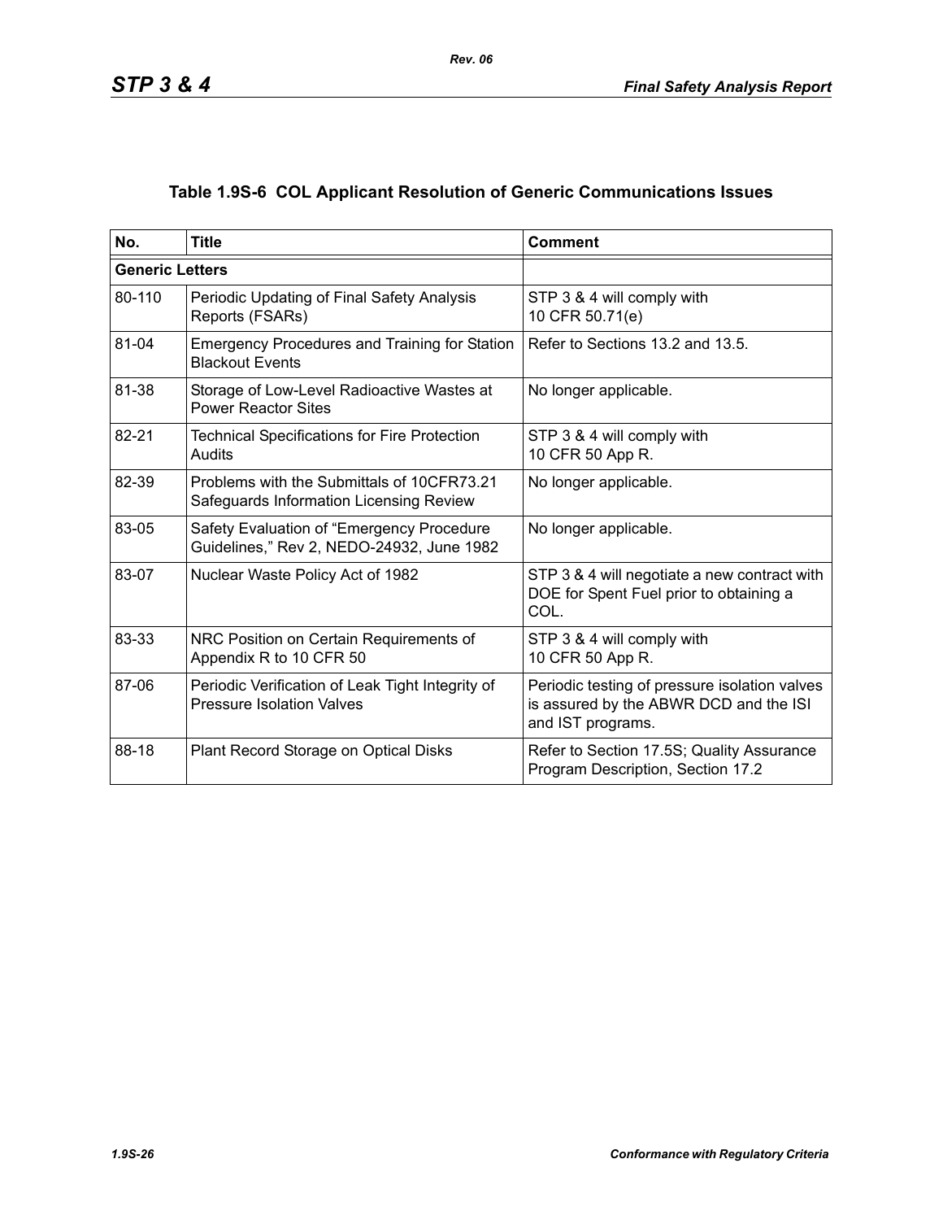## Table 1.9S-6 COL Applicant Resolution of Generic Communications Issues

| No. | Title | Comment |
|---|---|---|
| **Generic Letters** | | |
| 80-110 | Periodic Updating of Final Safety Analysis Reports (FSARs) | STP 3 & 4 will comply with 10 CFR 50.71(e) |
| 81-04 | Emergency Procedures and Training for Station Blackout Events | Refer to Sections 13.2 and 13.5. |
| 81-38 | Storage of Low-Level Radioactive Wastes at Power Reactor Sites | No longer applicable. |
| 82-21 | Technical Specifications for Fire Protection Audits | STP 3 & 4 will comply with 10 CFR 50 App R. |
| 82-39 | Problems with the Submittals of 10CFR73.21 Safeguards Information Licensing Review | No longer applicable. |
| 83-05 | Safety Evaluation of "Emergency Procedure Guidelines," Rev 2, NEDO-24932, June 1982 | No longer applicable. |
| 83-07 | Nuclear Waste Policy Act of 1982 | STP 3 & 4 will negotiate a new contract with DOE for Spent Fuel prior to obtaining a COL. |
| 83-33 | NRC Position on Certain Requirements of Appendix R to 10 CFR 50 | STP 3 & 4 will comply with 10 CFR 50 App R. |
| 87-06 | Periodic Verification of Leak Tight Integrity of Pressure Isolation Valves | Periodic testing of pressure isolation valves is assured by the ABWR DCD and the ISI and IST programs. |
| 88-18 | Plant Record Storage on Optical Disks | Refer to Section 17.5S; Quality Assurance Program Description, Section 17.2 |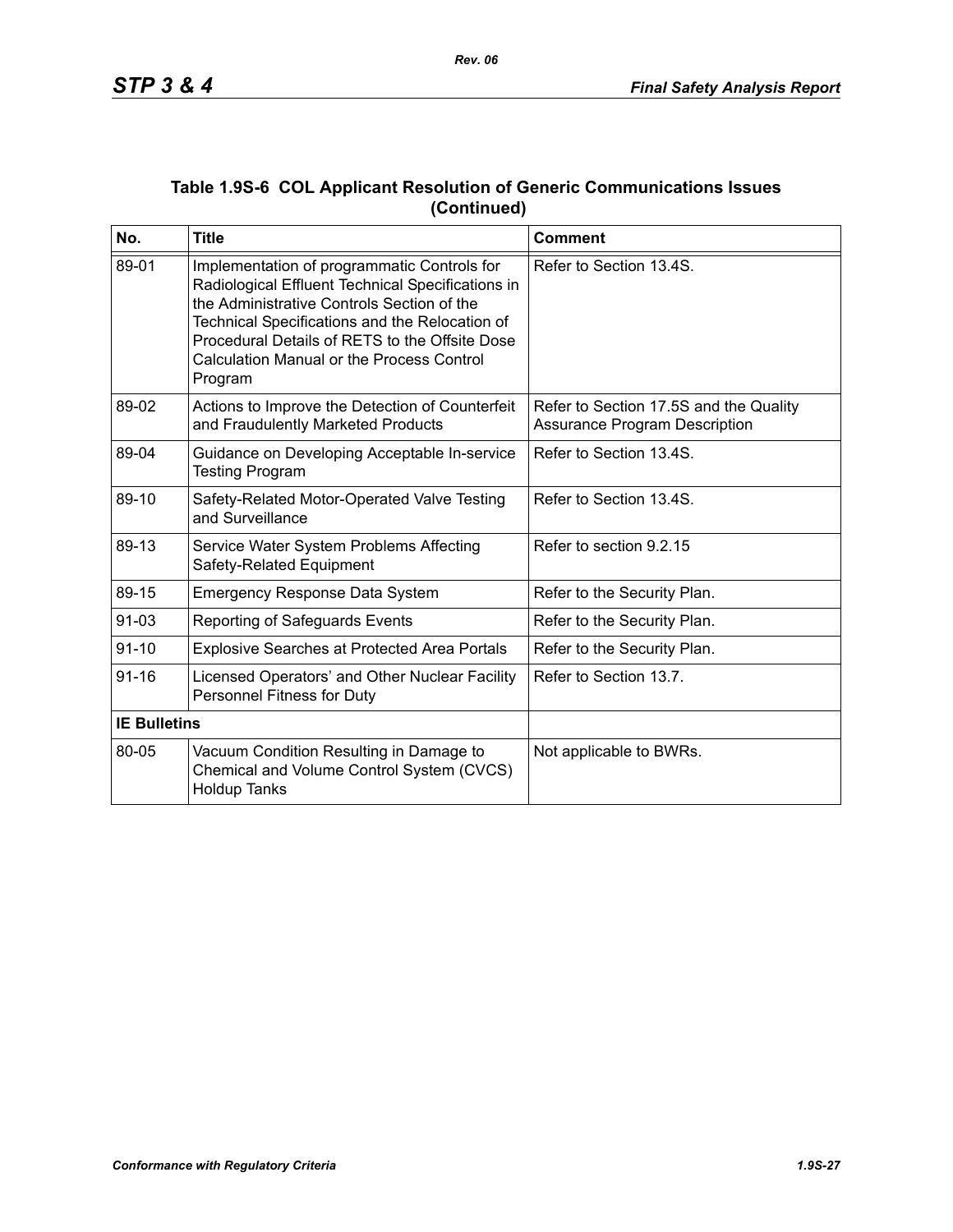### Table 1.9S-6 COL Applicant Resolution of Generic Communications Issues (Continued)

| No. | Title | Comment |
|---|---|---|
| 89-01 | Implementation of programmatic Controls for Radiological Effluent Technical Specifications in the Administrative Controls Section of the Technical Specifications and the Relocation of Procedural Details of RETS to the Offsite Dose Calculation Manual or the Process Control Program | Refer to Section 13.4S. |
| 89-02 | Actions to Improve the Detection of Counterfeit and Fraudulently Marketed Products | Refer to Section 17.5S and the Quality Assurance Program Description |
| 89-04 | Guidance on Developing Acceptable In-service Testing Program | Refer to Section 13.4S. |
| 89-10 | Safety-Related Motor-Operated Valve Testing and Surveillance | Refer to Section 13.4S. |
| 89-13 | Service Water System Problems Affecting Safety-Related Equipment | Refer to section 9.2.15 |
| 89-15 | Emergency Response Data System | Refer to the Security Plan. |
| 91-03 | Reporting of Safeguards Events | Refer to the Security Plan. |
| 91-10 | Explosive Searches at Protected Area Portals | Refer to the Security Plan. |
| 91-16 | Licensed Operators' and Other Nuclear Facility Personnel Fitness for Duty | Refer to Section 13.7. |
| **IE Bulletins** | | |
| 80-05 | Vacuum Condition Resulting in Damage to Chemical and Volume Control System (CVCS) Holdup Tanks | Not applicable to BWRs. |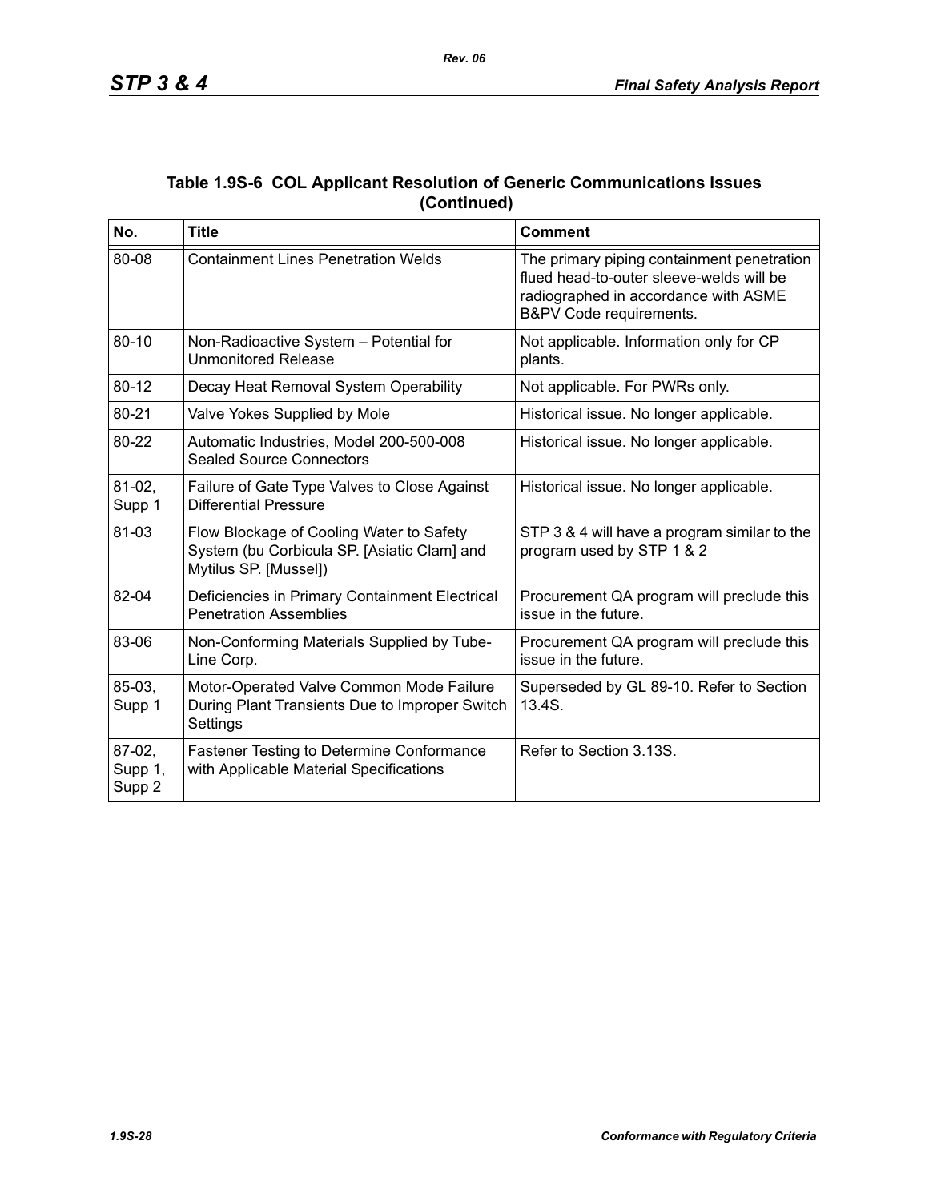### Table 1.9S-6 COL Applicant Resolution of Generic Communications Issues (Continued)

| No. | Title | Comment |
|---|---|---|
| 80-08 | Containment Lines Penetration Welds | The primary piping containment penetration flued head-to-outer sleeve-welds will be radiographed in accordance with ASME B&PV Code requirements. |
| 80-10 | Non-Radioactive System – Potential for Unmonitored Release | Not applicable. Information only for CP plants. |
| 80-12 | Decay Heat Removal System Operability | Not applicable. For PWRs only. |
| 80-21 | Valve Yokes Supplied by Mole | Historical issue. No longer applicable. |
| 80-22 | Automatic Industries, Model 200-500-008 Sealed Source Connectors | Historical issue. No longer applicable. |
| 81-02, Supp 1 | Failure of Gate Type Valves to Close Against Differential Pressure | Historical issue. No longer applicable. |
| 81-03 | Flow Blockage of Cooling Water to Safety System (bu Corbicula SP. [Asiatic Clam] and Mytilus SP. [Mussel]) | STP 3 & 4 will have a program similar to the program used by STP 1 & 2 |
| 82-04 | Deficiencies in Primary Containment Electrical Penetration Assemblies | Procurement QA program will preclude this issue in the future. |
| 83-06 | Non-Conforming Materials Supplied by Tube-Line Corp. | Procurement QA program will preclude this issue in the future. |
| 85-03, Supp 1 | Motor-Operated Valve Common Mode Failure During Plant Transients Due to Improper Switch Settings | Superseded by GL 89-10. Refer to Section 13.4S. |
| 87-02, Supp 1, Supp 2 | Fastener Testing to Determine Conformance with Applicable Material Specifications | Refer to Section 3.13S. |